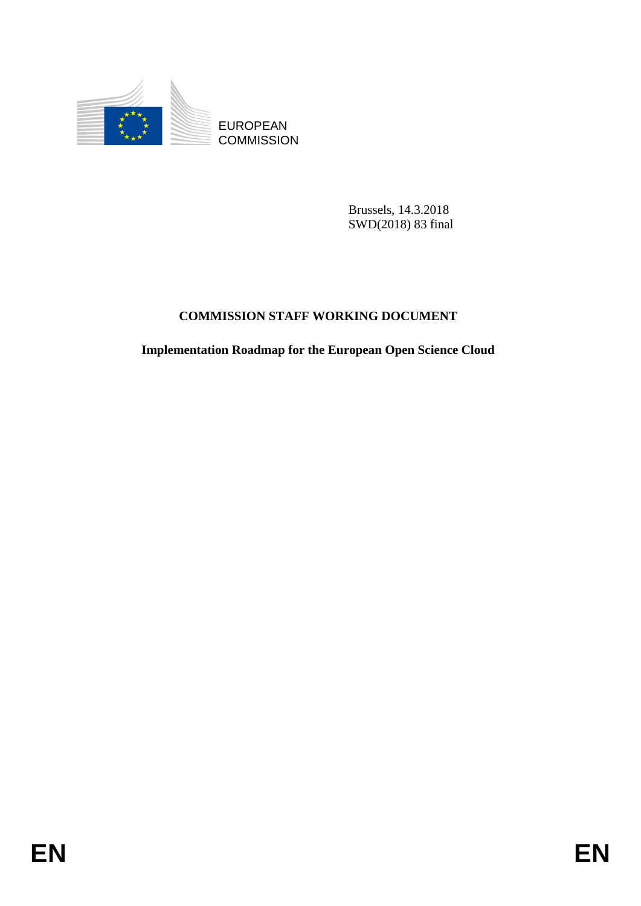EUROPEAN
COMMISSION

Brussels, 14.3.2018
SWD(2018) 83 final

**COMMISSION STAFF WORKING DOCUMENT**

**Implementation Roadmap for the European Open Science Cloud**

EN EN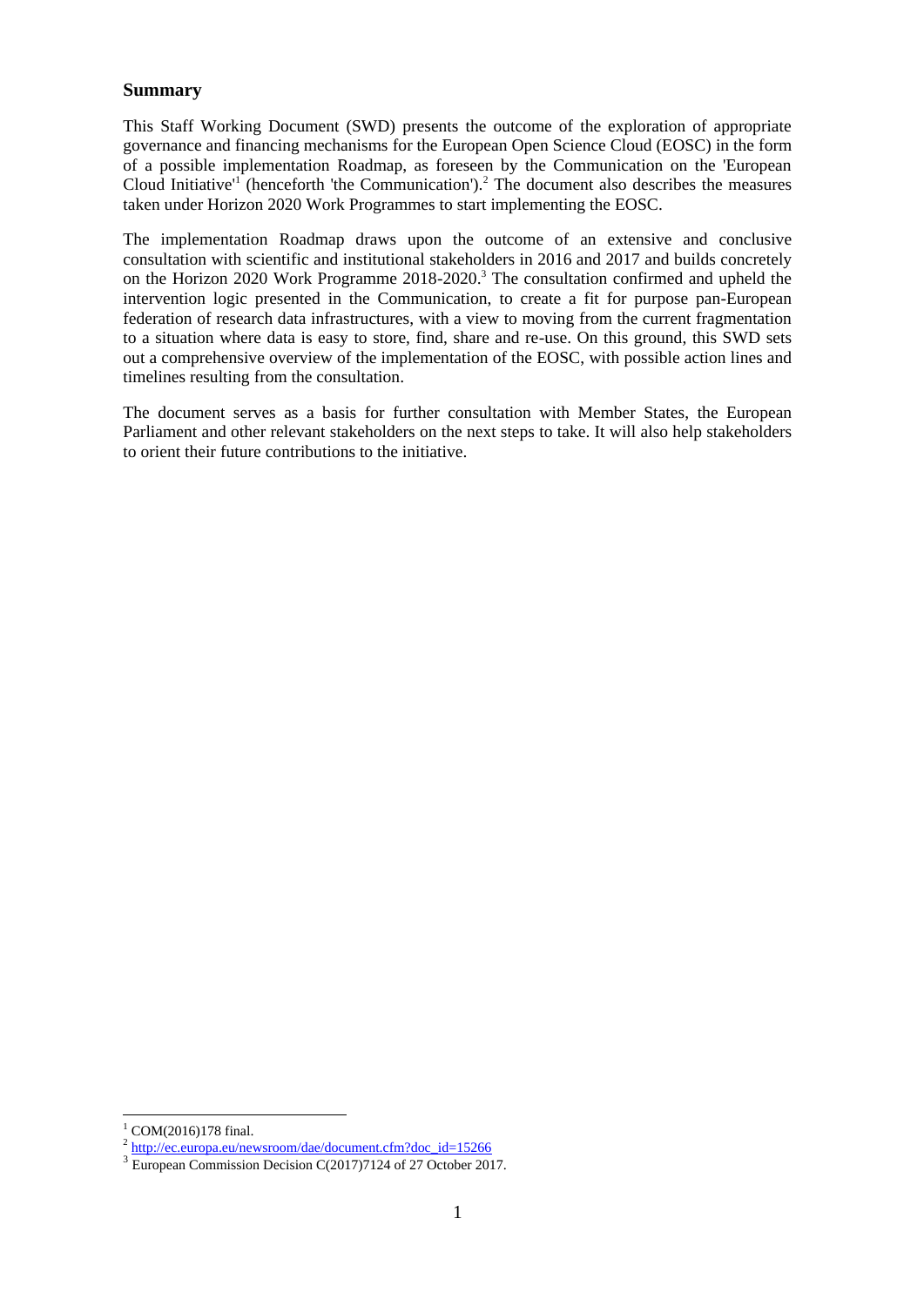## Summary

This Staff Working Document (SWD) presents the outcome of the exploration of appropriate governance and financing mechanisms for the European Open Science Cloud (EOSC) in the form of a possible implementation Roadmap, as foreseen by the Communication on the 'European Cloud Initiative'[1] (henceforth 'the Communication').[2] The document also describes the measures taken under Horizon 2020 Work Programmes to start implementing the EOSC.

The implementation Roadmap draws upon the outcome of an extensive and conclusive consultation with scientific and institutional stakeholders in 2016 and 2017 and builds concretely on the Horizon 2020 Work Programme 2018-2020.[3] The consultation confirmed and upheld the intervention logic presented in the Communication, to create a fit for purpose pan-European federation of research data infrastructures, with a view to moving from the current fragmentation to a situation where data is easy to store, find, share and re-use. On this ground, this SWD sets out a comprehensive overview of the implementation of the EOSC, with possible action lines and timelines resulting from the consultation.

The document serves as a basis for further consultation with Member States, the European Parliament and other relevant stakeholders on the next steps to take. It will also help stakeholders to orient their future contributions to the initiative.

---

[1] COM(2016)178 final.

[2] http://ec.europa.eu/newsroom/dae/document.cfm?doc_id=15266

[3] European Commission Decision C(2017)7124 of 27 October 2017.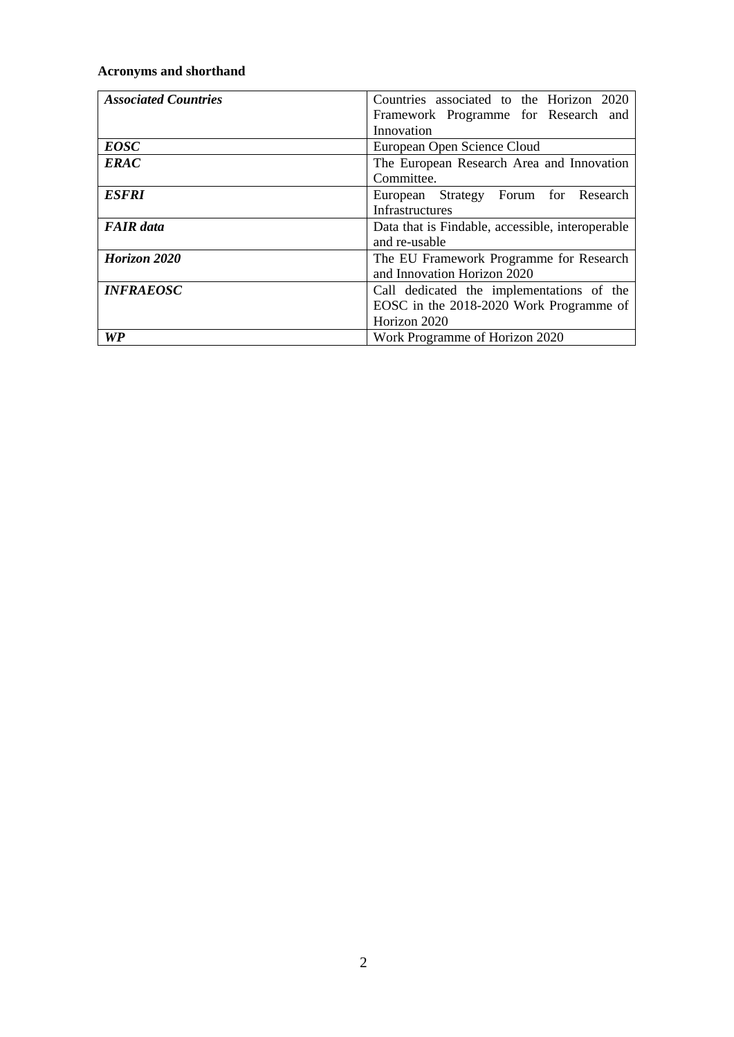**Acronyms and shorthand**

| | |
|---|---|
| ***Associated Countries*** | Countries associated to the Horizon 2020 Framework Programme for Research and Innovation |
| ***EOSC*** | European Open Science Cloud |
| ***ERAC*** | The European Research Area and Innovation Committee. |
| ***ESFRI*** | European Strategy Forum for Research Infrastructures |
| ***FAIR data*** | Data that is Findable, accessible, interoperable and re-usable |
| ***Horizon 2020*** | The EU Framework Programme for Research and Innovation Horizon 2020 |
| ***INFRAEOSC*** | Call dedicated the implementations of the EOSC in the 2018-2020 Work Programme of Horizon 2020 |
| ***WP*** | Work Programme of Horizon 2020 |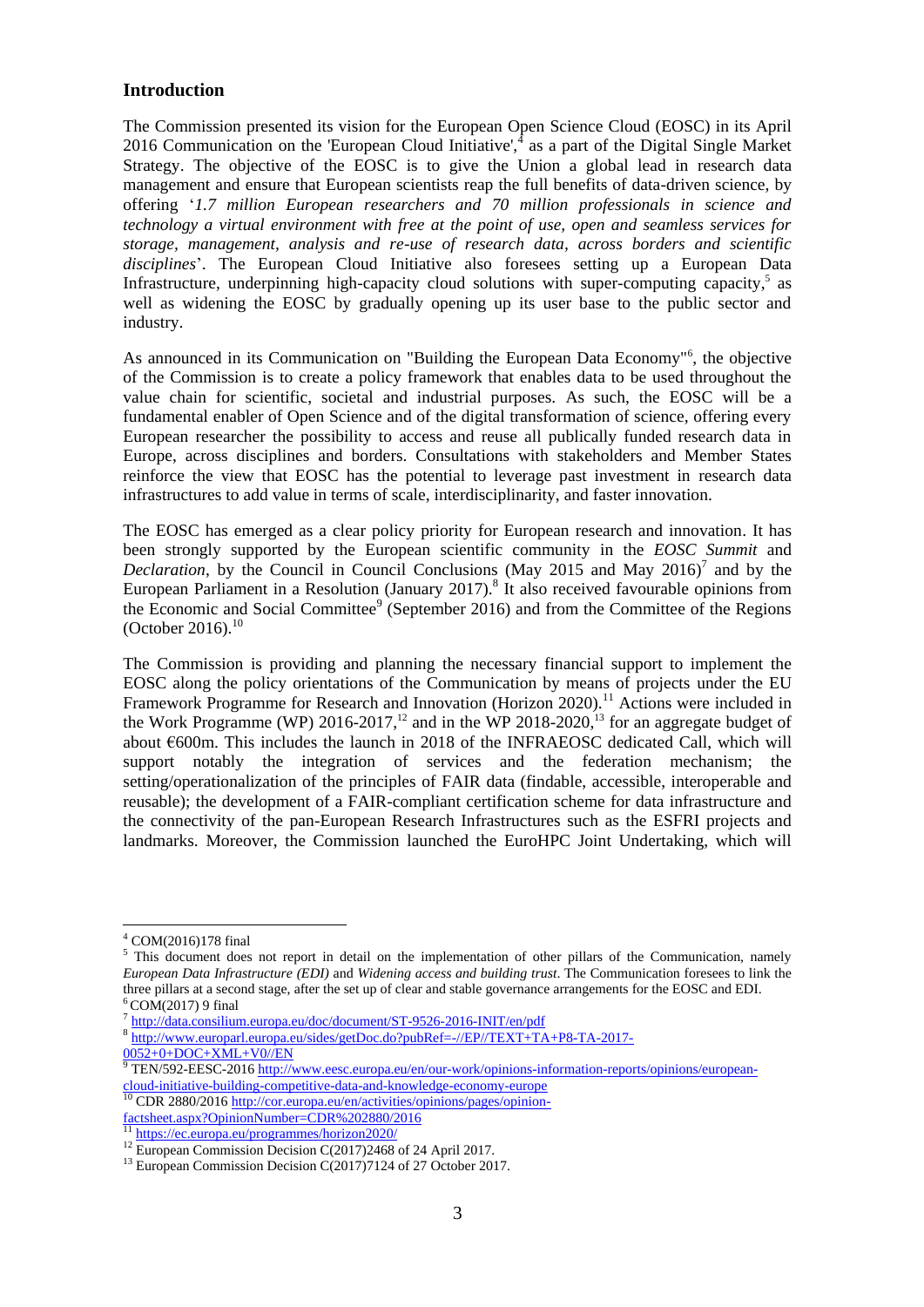## Introduction

The Commission presented its vision for the European Open Science Cloud (EOSC) in its April 2016 Communication on the 'European Cloud Initiative',[4] as a part of the Digital Single Market Strategy. The objective of the EOSC is to give the Union a global lead in research data management and ensure that European scientists reap the full benefits of data-driven science, by offering '*1.7 million European researchers and 70 million professionals in science and technology a virtual environment with free at the point of use, open and seamless services for storage, management, analysis and re-use of research data, across borders and scientific disciplines*'. The European Cloud Initiative also foresees setting up a European Data Infrastructure, underpinning high-capacity cloud solutions with super-computing capacity,[5] as well as widening the EOSC by gradually opening up its user base to the public sector and industry.

As announced in its Communication on "Building the European Data Economy"[6], the objective of the Commission is to create a policy framework that enables data to be used throughout the value chain for scientific, societal and industrial purposes. As such, the EOSC will be a fundamental enabler of Open Science and of the digital transformation of science, offering every European researcher the possibility to access and reuse all publically funded research data in Europe, across disciplines and borders. Consultations with stakeholders and Member States reinforce the view that EOSC has the potential to leverage past investment in research data infrastructures to add value in terms of scale, interdisciplinarity, and faster innovation.

The EOSC has emerged as a clear policy priority for European research and innovation. It has been strongly supported by the European scientific community in the *EOSC Summit* and *Declaration*, by the Council in Council Conclusions (May 2015 and May 2016)[7] and by the European Parliament in a Resolution (January 2017).[8] It also received favourable opinions from the Economic and Social Committee[9] (September 2016) and from the Committee of the Regions (October 2016).[10]

The Commission is providing and planning the necessary financial support to implement the EOSC along the policy orientations of the Communication by means of projects under the EU Framework Programme for Research and Innovation (Horizon 2020).[11] Actions were included in the Work Programme (WP) 2016-2017,[12] and in the WP 2018-2020,[13] for an aggregate budget of about €600m. This includes the launch in 2018 of the INFRAEOSC dedicated Call, which will support notably the integration of services and the federation mechanism; the setting/operationalization of the principles of FAIR data (findable, accessible, interoperable and reusable); the development of a FAIR-compliant certification scheme for data infrastructure and the connectivity of the pan-European Research Infrastructures such as the ESFRI projects and landmarks. Moreover, the Commission launched the EuroHPC Joint Undertaking, which will

---

[4] COM(2016)178 final

[5] This document does not report in detail on the implementation of other pillars of the Communication, namely *European Data Infrastructure (EDI)* and *Widening access and building trust*. The Communication foresees to link the three pillars at a second stage, after the set up of clear and stable governance arrangements for the EOSC and EDI.

[6] COM(2017) 9 final

[7] http://data.consilium.europa.eu/doc/document/ST-9526-2016-INIT/en/pdf

[8] http://www.europarl.europa.eu/sides/getDoc.do?pubRef=-//EP//TEXT+TA+P8-TA-2017-0052+0+DOC+XML+V0//EN

[9] TEN/592-EESC-2016 http://www.eesc.europa.eu/en/our-work/opinions-information-reports/opinions/european-cloud-initiative-building-competitive-data-and-knowledge-economy-europe

[10] CDR 2880/2016 http://cor.europa.eu/en/activities/opinions/pages/opinion-factsheet.aspx?OpinionNumber=CDR%202880/2016

[11] https://ec.europa.eu/programmes/horizon2020/

[12] European Commission Decision C(2017)2468 of 24 April 2017.

[13] European Commission Decision C(2017)7124 of 27 October 2017.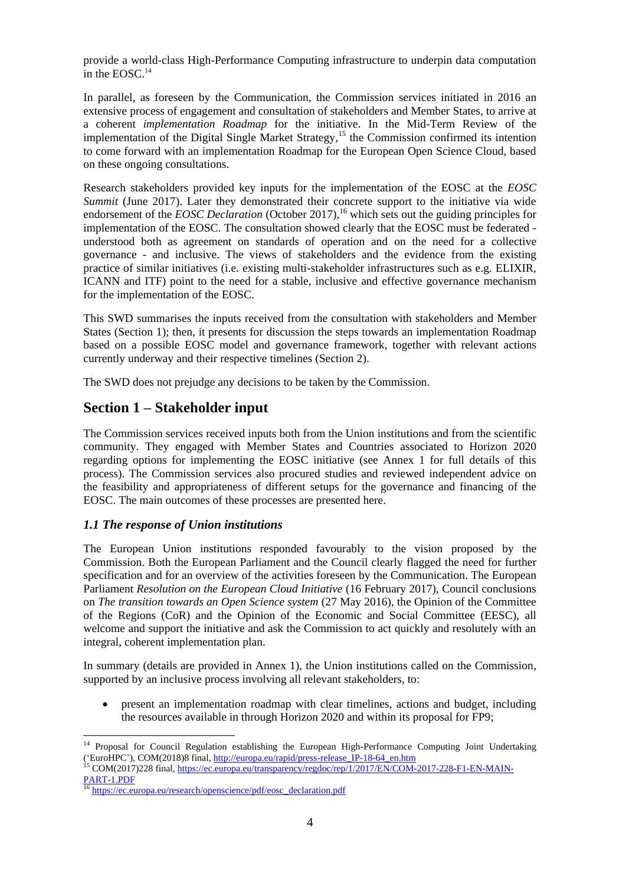provide a world-class High-Performance Computing infrastructure to underpin data computation in the EOSC.[14]

In parallel, as foreseen by the Communication, the Commission services initiated in 2016 an extensive process of engagement and consultation of stakeholders and Member States, to arrive at a coherent *implementation Roadmap* for the initiative. In the Mid-Term Review of the implementation of the Digital Single Market Strategy,[15] the Commission confirmed its intention to come forward with an implementation Roadmap for the European Open Science Cloud, based on these ongoing consultations.

Research stakeholders provided key inputs for the implementation of the EOSC at the *EOSC Summit* (June 2017). Later they demonstrated their concrete support to the initiative via wide endorsement of the *EOSC Declaration* (October 2017),[16] which sets out the guiding principles for implementation of the EOSC. The consultation showed clearly that the EOSC must be federated - understood both as agreement on standards of operation and on the need for a collective governance - and inclusive. The views of stakeholders and the evidence from the existing practice of similar initiatives (i.e. existing multi-stakeholder infrastructures such as e.g. ELIXIR, ICANN and ITF) point to the need for a stable, inclusive and effective governance mechanism for the implementation of the EOSC.

This SWD summarises the inputs received from the consultation with stakeholders and Member States (Section 1); then, it presents for discussion the steps towards an implementation Roadmap based on a possible EOSC model and governance framework, together with relevant actions currently underway and their respective timelines (Section 2).

The SWD does not prejudge any decisions to be taken by the Commission.

## Section 1 – Stakeholder input

The Commission services received inputs both from the Union institutions and from the scientific community. They engaged with Member States and Countries associated to Horizon 2020 regarding options for implementing the EOSC initiative (see Annex 1 for full details of this process). The Commission services also procured studies and reviewed independent advice on the feasibility and appropriateness of different setups for the governance and financing of the EOSC. The main outcomes of these processes are presented here.

### *1.1 The response of Union institutions*

The European Union institutions responded favourably to the vision proposed by the Commission. Both the European Parliament and the Council clearly flagged the need for further specification and for an overview of the activities foreseen by the Communication. The European Parliament *Resolution on the European Cloud Initiative* (16 February 2017), Council conclusions on *The transition towards an Open Science system* (27 May 2016), the Opinion of the Committee of the Regions (CoR) and the Opinion of the Economic and Social Committee (EESC), all welcome and support the initiative and ask the Commission to act quickly and resolutely with an integral, coherent implementation plan.

In summary (details are provided in Annex 1), the Union institutions called on the Commission, supported by an inclusive process involving all relevant stakeholders, to:

- present an implementation roadmap with clear timelines, actions and budget, including the resources available in through Horizon 2020 and within its proposal for FP9;

---

[14] Proposal for Council Regulation establishing the European High-Performance Computing Joint Undertaking ('EuroHPC'), COM(2018)8 final, http://europa.eu/rapid/press-release_IP-18-64_en.htm

[15] COM(2017)228 final, https://ec.europa.eu/transparency/regdoc/rep/1/2017/EN/COM-2017-228-F1-EN-MAIN-PART-1.PDF

[16] https://ec.europa.eu/research/openscience/pdf/eosc_declaration.pdf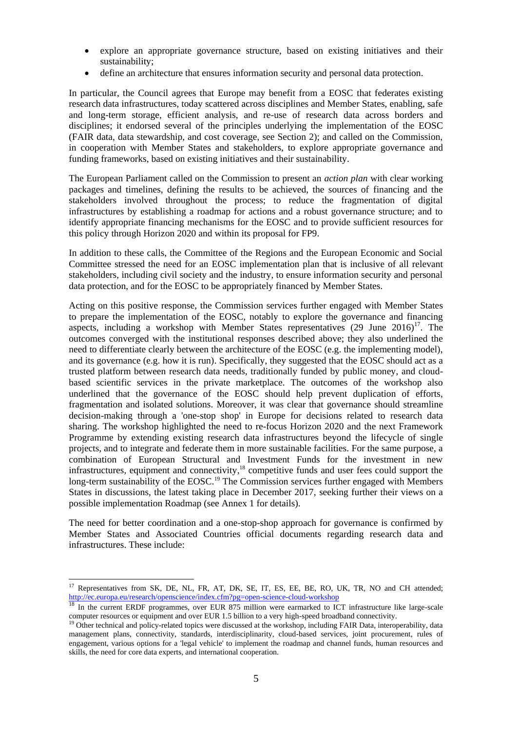- explore an appropriate governance structure, based on existing initiatives and their sustainability;
- define an architecture that ensures information security and personal data protection.

In particular, the Council agrees that Europe may benefit from a EOSC that federates existing research data infrastructures, today scattered across disciplines and Member States, enabling, safe and long-term storage, efficient analysis, and re-use of research data across borders and disciplines; it endorsed several of the principles underlying the implementation of the EOSC (FAIR data, data stewardship, and cost coverage, see Section 2); and called on the Commission, in cooperation with Member States and stakeholders, to explore appropriate governance and funding frameworks, based on existing initiatives and their sustainability.

The European Parliament called on the Commission to present an *action plan* with clear working packages and timelines, defining the results to be achieved, the sources of financing and the stakeholders involved throughout the process; to reduce the fragmentation of digital infrastructures by establishing a roadmap for actions and a robust governance structure; and to identify appropriate financing mechanisms for the EOSC and to provide sufficient resources for this policy through Horizon 2020 and within its proposal for FP9.

In addition to these calls, the Committee of the Regions and the European Economic and Social Committee stressed the need for an EOSC implementation plan that is inclusive of all relevant stakeholders, including civil society and the industry, to ensure information security and personal data protection, and for the EOSC to be appropriately financed by Member States.

Acting on this positive response, the Commission services further engaged with Member States to prepare the implementation of the EOSC, notably to explore the governance and financing aspects, including a workshop with Member States representatives (29 June 2016)[17]. The outcomes converged with the institutional responses described above; they also underlined the need to differentiate clearly between the architecture of the EOSC (e.g. the implementing model), and its governance (e.g. how it is run). Specifically, they suggested that the EOSC should act as a trusted platform between research data needs, traditionally funded by public money, and cloud-based scientific services in the private marketplace. The outcomes of the workshop also underlined that the governance of the EOSC should help prevent duplication of efforts, fragmentation and isolated solutions. Moreover, it was clear that governance should streamline decision-making through a 'one-stop shop' in Europe for decisions related to research data sharing. The workshop highlighted the need to re-focus Horizon 2020 and the next Framework Programme by extending existing research data infrastructures beyond the lifecycle of single projects, and to integrate and federate them in more sustainable facilities. For the same purpose, a combination of European Structural and Investment Funds for the investment in new infrastructures, equipment and connectivity,[18] competitive funds and user fees could support the long-term sustainability of the EOSC.[19] The Commission services further engaged with Members States in discussions, the latest taking place in December 2017, seeking further their views on a possible implementation Roadmap (see Annex 1 for details).

The need for better coordination and a one-stop-shop approach for governance is confirmed by Member States and Associated Countries official documents regarding research data and infrastructures. These include:

---

[17] Representatives from SK, DE, NL, FR, AT, DK, SE, IT, ES, EE, BE, RO, UK, TR, NO and CH attended; http://ec.europa.eu/research/openscience/index.cfm?pg=open-science-cloud-workshop

[18] In the current ERDF programmes, over EUR 875 million were earmarked to ICT infrastructure like large-scale computer resources or equipment and over EUR 1.5 billion to a very high-speed broadband connectivity.

[19] Other technical and policy-related topics were discussed at the workshop, including FAIR Data, interoperability, data management plans, connectivity, standards, interdisciplinarity, cloud-based services, joint procurement, rules of engagement, various options for a 'legal vehicle' to implement the roadmap and channel funds, human resources and skills, the need for core data experts, and international cooperation.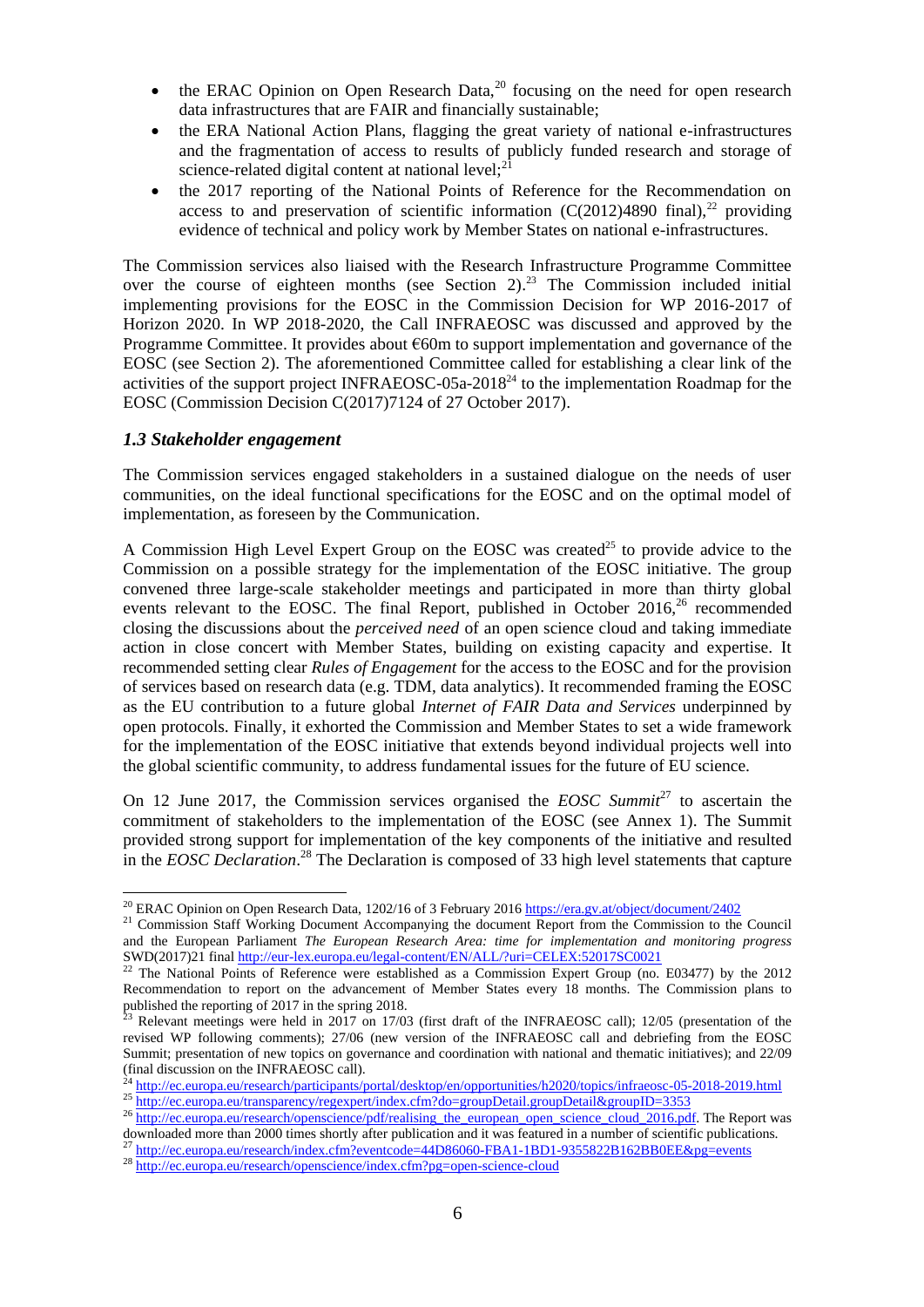- the ERAC Opinion on Open Research Data,[20] focusing on the need for open research data infrastructures that are FAIR and financially sustainable;
- the ERA National Action Plans, flagging the great variety of national e-infrastructures and the fragmentation of access to results of publicly funded research and storage of science-related digital content at national level;[21]
- the 2017 reporting of the National Points of Reference for the Recommendation on access to and preservation of scientific information (C(2012)4890 final),[22] providing evidence of technical and policy work by Member States on national e-infrastructures.

The Commission services also liaised with the Research Infrastructure Programme Committee over the course of eighteen months (see Section 2).[23] The Commission included initial implementing provisions for the EOSC in the Commission Decision for WP 2016-2017 of Horizon 2020. In WP 2018-2020, the Call INFRAEOSC was discussed and approved by the Programme Committee. It provides about €60m to support implementation and governance of the EOSC (see Section 2). The aforementioned Committee called for establishing a clear link of the activities of the support project INFRAEOSC-05a-2018[24] to the implementation Roadmap for the EOSC (Commission Decision C(2017)7124 of 27 October 2017).

### *1.3 Stakeholder engagement*

The Commission services engaged stakeholders in a sustained dialogue on the needs of user communities, on the ideal functional specifications for the EOSC and on the optimal model of implementation, as foreseen by the Communication.

A Commission High Level Expert Group on the EOSC was created[25] to provide advice to the Commission on a possible strategy for the implementation of the EOSC initiative. The group convened three large-scale stakeholder meetings and participated in more than thirty global events relevant to the EOSC. The final Report, published in October 2016,[26] recommended closing the discussions about the *perceived need* of an open science cloud and taking immediate action in close concert with Member States, building on existing capacity and expertise. It recommended setting clear *Rules of Engagement* for the access to the EOSC and for the provision of services based on research data (e.g. TDM, data analytics). It recommended framing the EOSC as the EU contribution to a future global *Internet of FAIR Data and Services* underpinned by open protocols. Finally, it exhorted the Commission and Member States to set a wide framework for the implementation of the EOSC initiative that extends beyond individual projects well into the global scientific community, to address fundamental issues for the future of EU science.

On 12 June 2017, the Commission services organised the *EOSC Summit*[27] to ascertain the commitment of stakeholders to the implementation of the EOSC (see Annex 1). The Summit provided strong support for implementation of the key components of the initiative and resulted in the *EOSC Declaration*.[28] The Declaration is composed of 33 high level statements that capture

---

[20] ERAC Opinion on Open Research Data, 1202/16 of 3 February 2016 https://era.gv.at/object/document/2402

[21] Commission Staff Working Document Accompanying the document Report from the Commission to the Council and the European Parliament *The European Research Area: time for implementation and monitoring progress* SWD(2017)21 final http://eur-lex.europa.eu/legal-content/EN/ALL/?uri=CELEX:52017SC0021

[22] The National Points of Reference were established as a Commission Expert Group (no. E03477) by the 2012 Recommendation to report on the advancement of Member States every 18 months. The Commission plans to published the reporting of 2017 in the spring 2018.

[23] Relevant meetings were held in 2017 on 17/03 (first draft of the INFRAEOSC call); 12/05 (presentation of the revised WP following comments); 27/06 (new version of the INFRAEOSC call and debriefing from the EOSC Summit; presentation of new topics on governance and coordination with national and thematic initiatives); and 22/09 (final discussion on the INFRAEOSC call).

[24] http://ec.europa.eu/research/participants/portal/desktop/en/opportunities/h2020/topics/infraeosc-05-2018-2019.html

[25] http://ec.europa.eu/transparency/regexpert/index.cfm?do=groupDetail.groupDetail&groupID=3353

[26] http://ec.europa.eu/research/openscience/pdf/realising_the_european_open_science_cloud_2016.pdf. The Report was downloaded more than 2000 times shortly after publication and it was featured in a number of scientific publications.

[27] http://ec.europa.eu/research/index.cfm?eventcode=44D86060-FBA1-1BD1-9355822B162BB0EE&pg=events

[28] http://ec.europa.eu/research/openscience/index.cfm?pg=open-science-cloud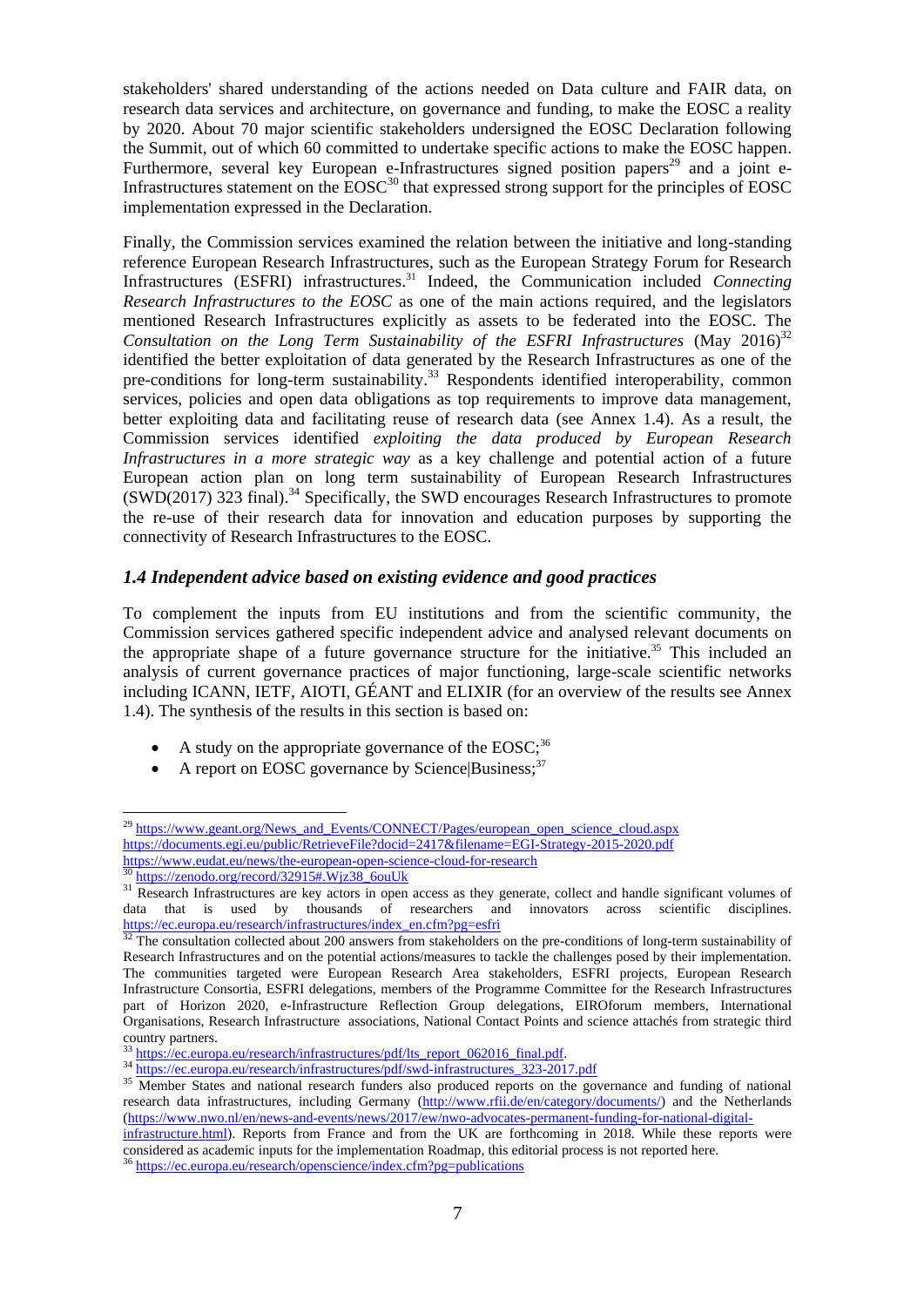stakeholders' shared understanding of the actions needed on Data culture and FAIR data, on research data services and architecture, on governance and funding, to make the EOSC a reality by 2020. About 70 major scientific stakeholders undersigned the EOSC Declaration following the Summit, out of which 60 committed to undertake specific actions to make the EOSC happen. Furthermore, several key European e-Infrastructures signed position papers[29] and a joint e-Infrastructures statement on the EOSC[30] that expressed strong support for the principles of EOSC implementation expressed in the Declaration.

Finally, the Commission services examined the relation between the initiative and long-standing reference European Research Infrastructures, such as the European Strategy Forum for Research Infrastructures (ESFRI) infrastructures.[31] Indeed, the Communication included *Connecting Research Infrastructures to the EOSC* as one of the main actions required, and the legislators mentioned Research Infrastructures explicitly as assets to be federated into the EOSC. The *Consultation on the Long Term Sustainability of the ESFRI Infrastructures* (May 2016)[32] identified the better exploitation of data generated by the Research Infrastructures as one of the pre-conditions for long-term sustainability.[33] Respondents identified interoperability, common services, policies and open data obligations as top requirements to improve data management, better exploiting data and facilitating reuse of research data (see Annex 1.4). As a result, the Commission services identified *exploiting the data produced by European Research Infrastructures in a more strategic way* as a key challenge and potential action of a future European action plan on long term sustainability of European Research Infrastructures (SWD(2017) 323 final).[34] Specifically, the SWD encourages Research Infrastructures to promote the re-use of their research data for innovation and education purposes by supporting the connectivity of Research Infrastructures to the EOSC.

### *1.4 Independent advice based on existing evidence and good practices*

To complement the inputs from EU institutions and from the scientific community, the Commission services gathered specific independent advice and analysed relevant documents on the appropriate shape of a future governance structure for the initiative.[35] This included an analysis of current governance practices of major functioning, large-scale scientific networks including ICANN, IETF, AIOTI, GÉANT and ELIXIR (for an overview of the results see Annex 1.4). The synthesis of the results in this section is based on:

- A study on the appropriate governance of the EOSC;[36]
- A report on EOSC governance by Science|Business;[37]

---

[29] https://www.geant.org/News_and_Events/CONNECT/Pages/european_open_science_cloud.aspx
https://documents.egi.eu/public/RetrieveFile?docid=2417&filename=EGI-Strategy-2015-2020.pdf
https://www.eudat.eu/news/the-european-open-science-cloud-for-research

[30] https://zenodo.org/record/32915#.Wjz38_6ouUk

[31] Research Infrastructures are key actors in open access as they generate, collect and handle significant volumes of data that is used by thousands of researchers and innovators across scientific disciplines. https://ec.europa.eu/research/infrastructures/index_en.cfm?pg=esfri

[32] The consultation collected about 200 answers from stakeholders on the pre-conditions of long-term sustainability of Research Infrastructures and on the potential actions/measures to tackle the challenges posed by their implementation. The communities targeted were European Research Area stakeholders, ESFRI projects, European Research Infrastructure Consortia, ESFRI delegations, members of the Programme Committee for the Research Infrastructures part of Horizon 2020, e-Infrastructure Reflection Group delegations, EIROforum members, International Organisations, Research Infrastructure associations, National Contact Points and science attachés from strategic third country partners.

[33] https://ec.europa.eu/research/infrastructures/pdf/lts_report_062016_final.pdf.

[34] https://ec.europa.eu/research/infrastructures/pdf/swd-infrastructures_323-2017.pdf

[35] Member States and national research funders also produced reports on the governance and funding of national research data infrastructures, including Germany (http://www.rfii.de/en/category/documents/) and the Netherlands (https://www.nwo.nl/en/news-and-events/news/2017/ew/nwo-advocates-permanent-funding-for-national-digital-infrastructure.html). Reports from France and from the UK are forthcoming in 2018. While these reports were considered as academic inputs for the implementation Roadmap, this editorial process is not reported here.

[36] https://ec.europa.eu/research/openscience/index.cfm?pg=publications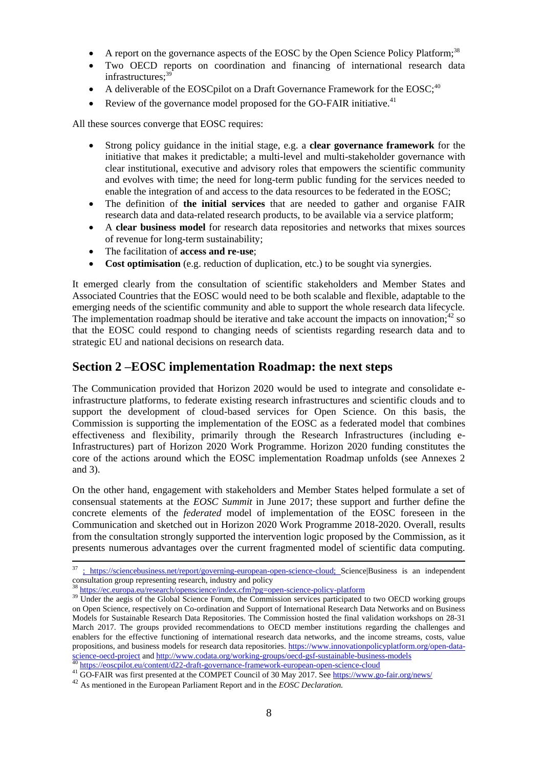- A report on the governance aspects of the EOSC by the Open Science Policy Platform;[38]
- Two OECD reports on coordination and financing of international research data infrastructures;[39]
- A deliverable of the EOSCpilot on a Draft Governance Framework for the EOSC;[40]
- Review of the governance model proposed for the GO-FAIR initiative.[41]

All these sources converge that EOSC requires:

- Strong policy guidance in the initial stage, e.g. a **clear governance framework** for the initiative that makes it predictable; a multi-level and multi-stakeholder governance with clear institutional, executive and advisory roles that empowers the scientific community and evolves with time; the need for long-term public funding for the services needed to enable the integration of and access to the data resources to be federated in the EOSC;
- The definition of **the initial services** that are needed to gather and organise FAIR research data and data-related research products, to be available via a service platform;
- A **clear business model** for research data repositories and networks that mixes sources of revenue for long-term sustainability;
- The facilitation of **access and re-use**;
- **Cost optimisation** (e.g. reduction of duplication, etc.) to be sought via synergies.

It emerged clearly from the consultation of scientific stakeholders and Member States and Associated Countries that the EOSC would need to be both scalable and flexible, adaptable to the emerging needs of the scientific community and able to support the whole research data lifecycle. The implementation roadmap should be iterative and take account the impacts on innovation;[42] so that the EOSC could respond to changing needs of scientists regarding research data and to strategic EU and national decisions on research data.

## Section 2 –EOSC implementation Roadmap: the next steps

The Communication provided that Horizon 2020 would be used to integrate and consolidate e-infrastructure platforms, to federate existing research infrastructures and scientific clouds and to support the development of cloud-based services for Open Science. On this basis, the Commission is supporting the implementation of the EOSC as a federated model that combines effectiveness and flexibility, primarily through the Research Infrastructures (including e-Infrastructures) part of Horizon 2020 Work Programme. Horizon 2020 funding constitutes the core of the actions around which the EOSC implementation Roadmap unfolds (see Annexes 2 and 3).

On the other hand, engagement with stakeholders and Member States helped formulate a set of consensual statements at the *EOSC Summit* in June 2017; these support and further define the concrete elements of the *federated* model of implementation of the EOSC foreseen in the Communication and sketched out in Horizon 2020 Work Programme 2018-2020. Overall, results from the consultation strongly supported the intervention logic proposed by the Commission, as it presents numerous advantages over the current fragmented model of scientific data computing.

---

[37] ; https://sciencebusiness.net/report/governing-european-open-science-cloud; Science|Business is an independent consultation group representing research, industry and policy

[38] https://ec.europa.eu/research/openscience/index.cfm?pg=open-science-policy-platform

[39] Under the aegis of the Global Science Forum, the Commission services participated to two OECD working groups on Open Science, respectively on Co-ordination and Support of International Research Data Networks and on Business Models for Sustainable Research Data Repositories. The Commission hosted the final validation workshops on 28-31 March 2017. The groups provided recommendations to OECD member institutions regarding the challenges and enablers for the effective functioning of international research data networks, and the income streams, costs, value propositions, and business models for research data repositories. https://www.innovationpolicyplatform.org/open-data-science-oecd-project and http://www.codata.org/working-groups/oecd-gsf-sustainable-business-models

[40] https://eoscpilot.eu/content/d22-draft-governance-framework-european-open-science-cloud

[41] GO-FAIR was first presented at the COMPET Council of 30 May 2017. See https://www.go-fair.org/news/

[42] As mentioned in the European Parliament Report and in the *EOSC Declaration.*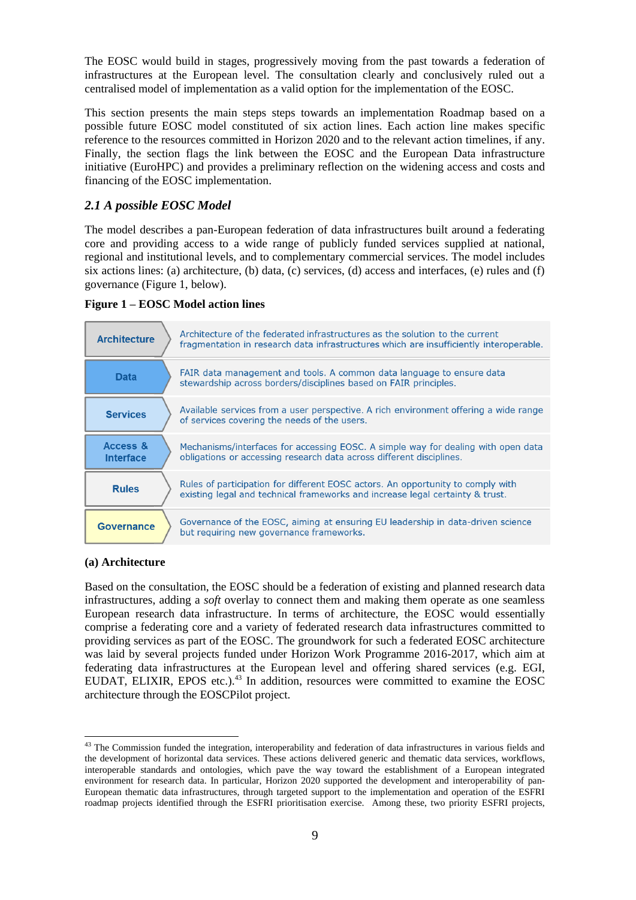The EOSC would build in stages, progressively moving from the past towards a federation of infrastructures at the European level. The consultation clearly and conclusively ruled out a centralised model of implementation as a valid option for the implementation of the EOSC.

This section presents the main steps steps towards an implementation Roadmap based on a possible future EOSC model constituted of six action lines. Each action line makes specific reference to the resources committed in Horizon 2020 and to the relevant action timelines, if any. Finally, the section flags the link between the EOSC and the European Data infrastructure initiative (EuroHPC) and provides a preliminary reflection on the widening access and costs and financing of the EOSC implementation.

### *2.1 A possible EOSC Model*

The model describes a pan-European federation of data infrastructures built around a federating core and providing access to a wide range of publicly funded services supplied at national, regional and institutional levels, and to complementary commercial services. The model includes six actions lines: (a) architecture, (b) data, (c) services, (d) access and interfaces, (e) rules and (f) governance (Figure 1, below).

**Figure 1 – EOSC Model action lines**

| Action line | Description |
|---|---|
| Architecture | Architecture of the federated infrastructures as the solution to the current fragmentation in research data infrastructures which are insufficiently interoperable. |
| Data | FAIR data management and tools. A common data language to ensure data stewardship across borders/disciplines based on FAIR principles. |
| Services | Available services from a user perspective. A rich environment offering a wide range of services covering the needs of the users. |
| Access & Interface | Mechanisms/interfaces for accessing EOSC. A simple way for dealing with open data obligations or accessing research data across different disciplines. |
| Rules | Rules of participation for different EOSC actors. An opportunity to comply with existing legal and technical frameworks and increase legal certainty & trust. |
| Governance | Governance of the EOSC, aiming at ensuring EU leadership in data-driven science but requiring new governance frameworks. |

**(a) Architecture**

Based on the consultation, the EOSC should be a federation of existing and planned research data infrastructures, adding a *soft* overlay to connect them and making them operate as one seamless European research data infrastructure. In terms of architecture, the EOSC would essentially comprise a federating core and a variety of federated research data infrastructures committed to providing services as part of the EOSC. The groundwork for such a federated EOSC architecture was laid by several projects funded under Horizon Work Programme 2016-2017, which aim at federating data infrastructures at the European level and offering shared services (e.g. EGI, EUDAT, ELIXIR, EPOS etc.).[43] In addition, resources were committed to examine the EOSC architecture through the EOSCPilot project.

[43] The Commission funded the integration, interoperability and federation of data infrastructures in various fields and the development of horizontal data services. These actions delivered generic and thematic data services, workflows, interoperable standards and ontologies, which pave the way toward the establishment of a European integrated environment for research data. In particular, Horizon 2020 supported the development and interoperability of pan-European thematic data infrastructures, through targeted support to the implementation and operation of the ESFRI roadmap projects identified through the ESFRI prioritisation exercise. Among these, two priority ESFRI projects,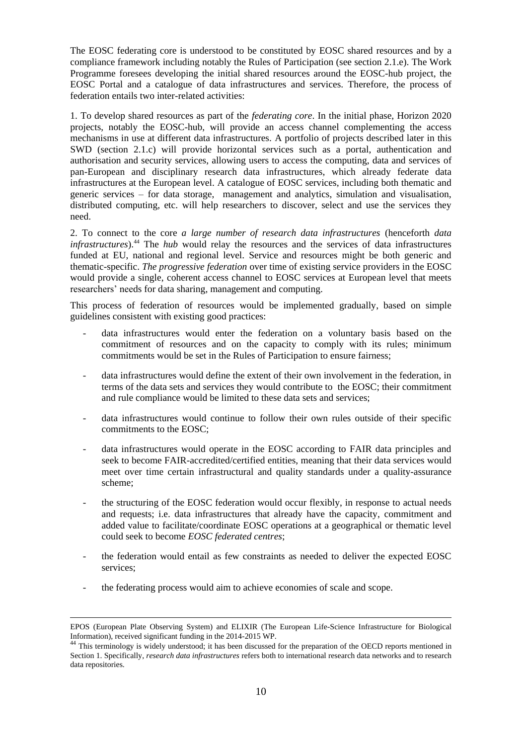The EOSC federating core is understood to be constituted by EOSC shared resources and by a compliance framework including notably the Rules of Participation (see section 2.1.e). The Work Programme foresees developing the initial shared resources around the EOSC-hub project, the EOSC Portal and a catalogue of data infrastructures and services. Therefore, the process of federation entails two inter-related activities:

1. To develop shared resources as part of the *federating core*. In the initial phase, Horizon 2020 projects, notably the EOSC-hub, will provide an access channel complementing the access mechanisms in use at different data infrastructures. A portfolio of projects described later in this SWD (section 2.1.c) will provide horizontal services such as a portal, authentication and authorisation and security services, allowing users to access the computing, data and services of pan-European and disciplinary research data infrastructures, which already federate data infrastructures at the European level. A catalogue of EOSC services, including both thematic and generic services – for data storage, management and analytics, simulation and visualisation, distributed computing, etc. will help researchers to discover, select and use the services they need.

2. To connect to the core *a large number of research data infrastructures* (henceforth *data infrastructures*).[44] The *hub* would relay the resources and the services of data infrastructures funded at EU, national and regional level. Service and resources might be both generic and thematic-specific. *The progressive federation* over time of existing service providers in the EOSC would provide a single, coherent access channel to EOSC services at European level that meets researchers' needs for data sharing, management and computing.

This process of federation of resources would be implemented gradually, based on simple guidelines consistent with existing good practices:

- data infrastructures would enter the federation on a voluntary basis based on the commitment of resources and on the capacity to comply with its rules; minimum commitments would be set in the Rules of Participation to ensure fairness;
- data infrastructures would define the extent of their own involvement in the federation, in terms of the data sets and services they would contribute to the EOSC; their commitment and rule compliance would be limited to these data sets and services;
- data infrastructures would continue to follow their own rules outside of their specific commitments to the EOSC;
- data infrastructures would operate in the EOSC according to FAIR data principles and seek to become FAIR-accredited/certified entities, meaning that their data services would meet over time certain infrastructural and quality standards under a quality-assurance scheme;
- the structuring of the EOSC federation would occur flexibly, in response to actual needs and requests; i.e. data infrastructures that already have the capacity, commitment and added value to facilitate/coordinate EOSC operations at a geographical or thematic level could seek to become *EOSC federated centres*;
- the federation would entail as few constraints as needed to deliver the expected EOSC services;
- the federating process would aim to achieve economies of scale and scope.

---

EPOS (European Plate Observing System) and ELIXIR (The European Life-Science Infrastructure for Biological Information), received significant funding in the 2014-2015 WP.

[44] This terminology is widely understood; it has been discussed for the preparation of the OECD reports mentioned in Section 1. Specifically, *research data infrastructures* refers both to international research data networks and to research data repositories.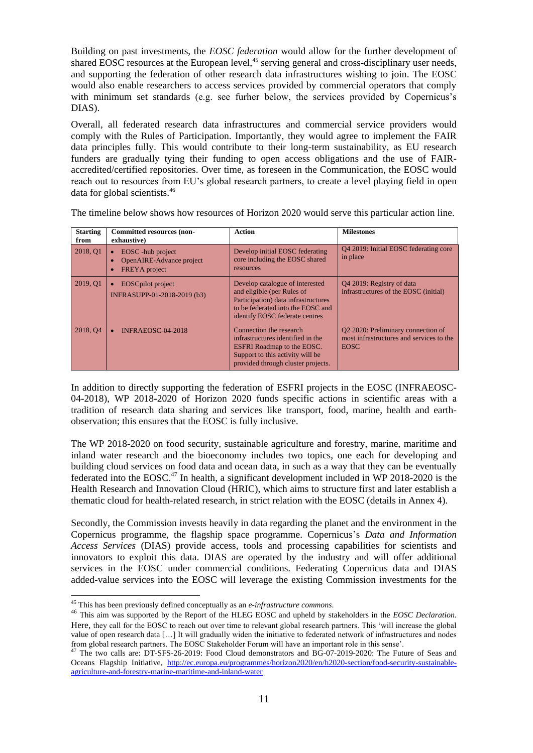Building on past investments, the *EOSC federation* would allow for the further development of shared EOSC resources at the European level,[45] serving general and cross-disciplinary user needs, and supporting the federation of other research data infrastructures wishing to join. The EOSC would also enable researchers to access services provided by commercial operators that comply with minimum set standards (e.g. see furher below, the services provided by Copernicus's DIAS).

Overall, all federated research data infrastructures and commercial service providers would comply with the Rules of Participation. Importantly, they would agree to implement the FAIR data principles fully. This would contribute to their long-term sustainability, as EU research funders are gradually tying their funding to open access obligations and the use of FAIR-accredited/certified repositories. Over time, as foreseen in the Communication, the EOSC would reach out to resources from EU's global research partners, to create a level playing field in open data for global scientists.[46]

The timeline below shows how resources of Horizon 2020 would serve this particular action line.

| Starting from | Committed resources (non-exhaustive) | Action | Milestones |
|---|---|---|---|
| 2018, Q1 | • EOSC -hub project<br>• OpenAIRE-Advance project<br>• FREYA project | Develop initial EOSC federating core including the EOSC shared resources | Q4 2019: Initial EOSC federating core in place |
| 2019, Q1 | • EOSCpilot project<br>INFRASUPP-01-2018-2019 (b3) | Develop catalogue of interested and eligible (per Rules of Participation) data infrastructures to be federated into the EOSC and identify EOSC federate centres | Q4 2019: Registry of data infrastructures of the EOSC (initial) |
| 2018, Q4 | • INFRAEOSC-04-2018 | Connection the research infrastructures identified in the ESFRI Roadmap to the EOSC. Support to this activity will be provided through cluster projects. | Q2 2020: Preliminary connection of most infrastructures and services to the EOSC |

In addition to directly supporting the federation of ESFRI projects in the EOSC (INFRAEOSC-04-2018), WP 2018-2020 of Horizon 2020 funds specific actions in scientific areas with a tradition of research data sharing and services like transport, food, marine, health and earth-observation; this ensures that the EOSC is fully inclusive.

The WP 2018-2020 on food security, sustainable agriculture and forestry, marine, maritime and inland water research and the bioeconomy includes two topics, one each for developing and building cloud services on food data and ocean data, in such as a way that they can be eventually federated into the EOSC.[47] In health, a significant development included in WP 2018-2020 is the Health Research and Innovation Cloud (HRIC), which aims to structure first and later establish a thematic cloud for health-related research, in strict relation with the EOSC (details in Annex 4).

Secondly, the Commission invests heavily in data regarding the planet and the environment in the Copernicus programme, the flagship space programme. Copernicus's *Data and Information Access Services* (DIAS) provide access, tools and processing capabilities for scientists and innovators to exploit this data. DIAS are operated by the industry and will offer additional services in the EOSC under commercial conditions. Federating Copernicus data and DIAS added-value services into the EOSC will leverage the existing Commission investments for the

---

[45] This has been previously defined conceptually as an *e-infrastructure commons*.

[46] This aim was supported by the Report of the HLEG EOSC and upheld by stakeholders in the *EOSC Declaration*. Here, they call for the EOSC to reach out over time to relevant global research partners. This 'will increase the global value of open research data […] It will gradually widen the initiative to federated network of infrastructures and nodes from global research partners. The EOSC Stakeholder Forum will have an important role in this sense'.

[47] The two calls are: DT-SFS-26-2019: Food Cloud demonstrators and BG-07-2019-2020: The Future of Seas and Oceans Flagship Initiative, http://ec.europa.eu/programmes/horizon2020/en/h2020-section/food-security-sustainable-agriculture-and-forestry-marine-maritime-and-inland-water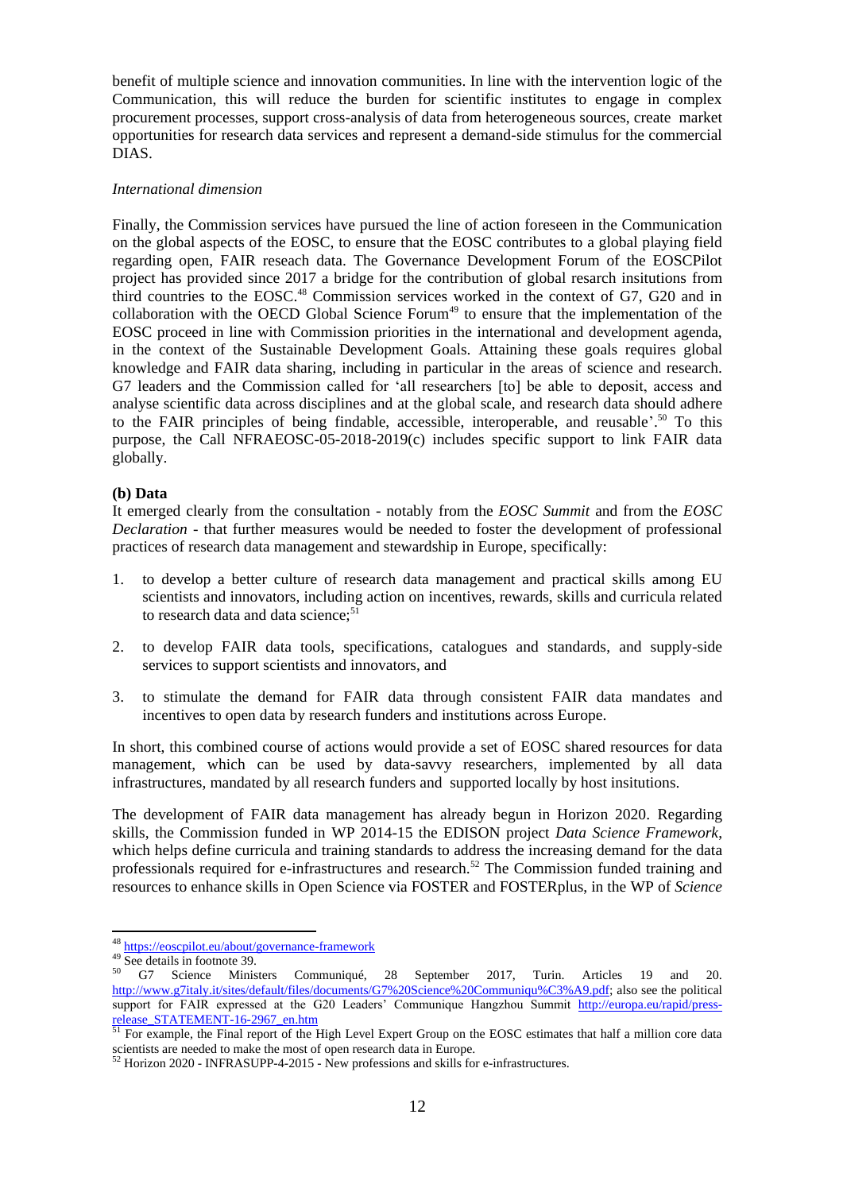benefit of multiple science and innovation communities. In line with the intervention logic of the Communication, this will reduce the burden for scientific institutes to engage in complex procurement processes, support cross-analysis of data from heterogeneous sources, create market opportunities for research data services and represent a demand-side stimulus for the commercial DIAS.

*International dimension*

Finally, the Commission services have pursued the line of action foreseen in the Communication on the global aspects of the EOSC, to ensure that the EOSC contributes to a global playing field regarding open, FAIR reseach data. The Governance Development Forum of the EOSCPilot project has provided since 2017 a bridge for the contribution of global resarch insitutions from third countries to the EOSC.[48] Commission services worked in the context of G7, G20 and in collaboration with the OECD Global Science Forum[49] to ensure that the implementation of the EOSC proceed in line with Commission priorities in the international and development agenda, in the context of the Sustainable Development Goals. Attaining these goals requires global knowledge and FAIR data sharing, including in particular in the areas of science and research. G7 leaders and the Commission called for 'all researchers [to] be able to deposit, access and analyse scientific data across disciplines and at the global scale, and research data should adhere to the FAIR principles of being findable, accessible, interoperable, and reusable'.[50] To this purpose, the Call NFRAEOSC-05-2018-2019(c) includes specific support to link FAIR data globally.

**(b) Data**

It emerged clearly from the consultation - notably from the *EOSC Summit* and from the *EOSC Declaration* - that further measures would be needed to foster the development of professional practices of research data management and stewardship in Europe, specifically:

1. to develop a better culture of research data management and practical skills among EU scientists and innovators, including action on incentives, rewards, skills and curricula related to research data and data science;[51]

2. to develop FAIR data tools, specifications, catalogues and standards, and supply-side services to support scientists and innovators, and

3. to stimulate the demand for FAIR data through consistent FAIR data mandates and incentives to open data by research funders and institutions across Europe.

In short, this combined course of actions would provide a set of EOSC shared resources for data management, which can be used by data-savvy researchers, implemented by all data infrastructures, mandated by all research funders and supported locally by host insitutions.

The development of FAIR data management has already begun in Horizon 2020. Regarding skills, the Commission funded in WP 2014-15 the EDISON project *Data Science Framework*, which helps define curricula and training standards to address the increasing demand for the data professionals required for e-infrastructures and research.[52] The Commission funded training and resources to enhance skills in Open Science via FOSTER and FOSTERplus, in the WP of *Science*

---

[48] https://eoscpilot.eu/about/governance-framework

[49] See details in footnote 39.

[50] G7 Science Ministers Communiqué, 28 September 2017, Turin. Articles 19 and 20. http://www.g7italy.it/sites/default/files/documents/G7%20Science%20Communiqu%C3%A9.pdf; also see the political support for FAIR expressed at the G20 Leaders' Communique Hangzhou Summit http://europa.eu/rapid/press-release_STATEMENT-16-2967_en.htm

[51] For example, the Final report of the High Level Expert Group on the EOSC estimates that half a million core data scientists are needed to make the most of open research data in Europe.

[52] Horizon 2020 - INFRASUPP-4-2015 - New professions and skills for e-infrastructures.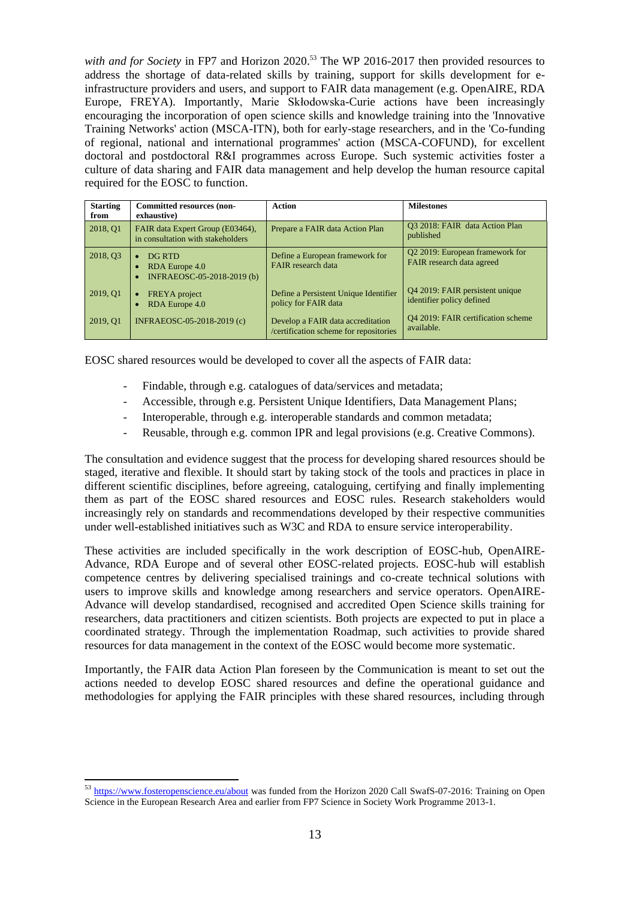*with and for Society* in FP7 and Horizon 2020.[53] The WP 2016-2017 then provided resources to address the shortage of data-related skills by training, support for skills development for e-infrastructure providers and users, and support to FAIR data management (e.g. OpenAIRE, RDA Europe, FREYA). Importantly, Marie Skłodowska-Curie actions have been increasingly encouraging the incorporation of open science skills and knowledge training into the 'Innovative Training Networks' action (MSCA-ITN), both for early-stage researchers, and in the 'Co-funding of regional, national and international programmes' action (MSCA-COFUND), for excellent doctoral and postdoctoral R&I programmes across Europe. Such systemic activities foster a culture of data sharing and FAIR data management and help develop the human resource capital required for the EOSC to function.

| Starting from | Committed resources (non-exhaustive) | Action | Milestones |
|---|---|---|---|
| 2018, Q1 | FAIR data Expert Group (E03464), in consultation with stakeholders | Prepare a FAIR data Action Plan | Q3 2018: FAIR data Action Plan published |
| 2018, Q3 | • DG RTD<br>• RDA Europe 4.0<br>• INFRAEOSC-05-2018-2019 (b) | Define a European framework for FAIR research data | Q2 2019: European framework for FAIR research data agreed |
| 2019, Q1 | • FREYA project<br>• RDA Europe 4.0 | Define a Persistent Unique Identifier policy for FAIR data | Q4 2019: FAIR persistent unique identifier policy defined |
| 2019, Q1 | INFRAEOSC-05-2018-2019 (c) | Develop a FAIR data accreditation /certification scheme for repositories | Q4 2019: FAIR certification scheme available. |

EOSC shared resources would be developed to cover all the aspects of FAIR data:

- Findable, through e.g. catalogues of data/services and metadata;
- Accessible, through e.g. Persistent Unique Identifiers, Data Management Plans;
- Interoperable, through e.g. interoperable standards and common metadata;
- Reusable, through e.g. common IPR and legal provisions (e.g. Creative Commons).

The consultation and evidence suggest that the process for developing shared resources should be staged, iterative and flexible. It should start by taking stock of the tools and practices in place in different scientific disciplines, before agreeing, cataloguing, certifying and finally implementing them as part of the EOSC shared resources and EOSC rules. Research stakeholders would increasingly rely on standards and recommendations developed by their respective communities under well-established initiatives such as W3C and RDA to ensure service interoperability.

These activities are included specifically in the work description of EOSC-hub, OpenAIRE-Advance, RDA Europe and of several other EOSC-related projects. EOSC-hub will establish competence centres by delivering specialised trainings and co-create technical solutions with users to improve skills and knowledge among researchers and service operators. OpenAIRE-Advance will develop standardised, recognised and accredited Open Science skills training for researchers, data practitioners and citizen scientists. Both projects are expected to put in place a coordinated strategy. Through the implementation Roadmap, such activities to provide shared resources for data management in the context of the EOSC would become more systematic.

Importantly, the FAIR data Action Plan foreseen by the Communication is meant to set out the actions needed to develop EOSC shared resources and define the operational guidance and methodologies for applying the FAIR principles with these shared resources, including through

[53] https://www.fosteropenscience.eu/about was funded from the Horizon 2020 Call SwafS-07-2016: Training on Open Science in the European Research Area and earlier from FP7 Science in Society Work Programme 2013-1.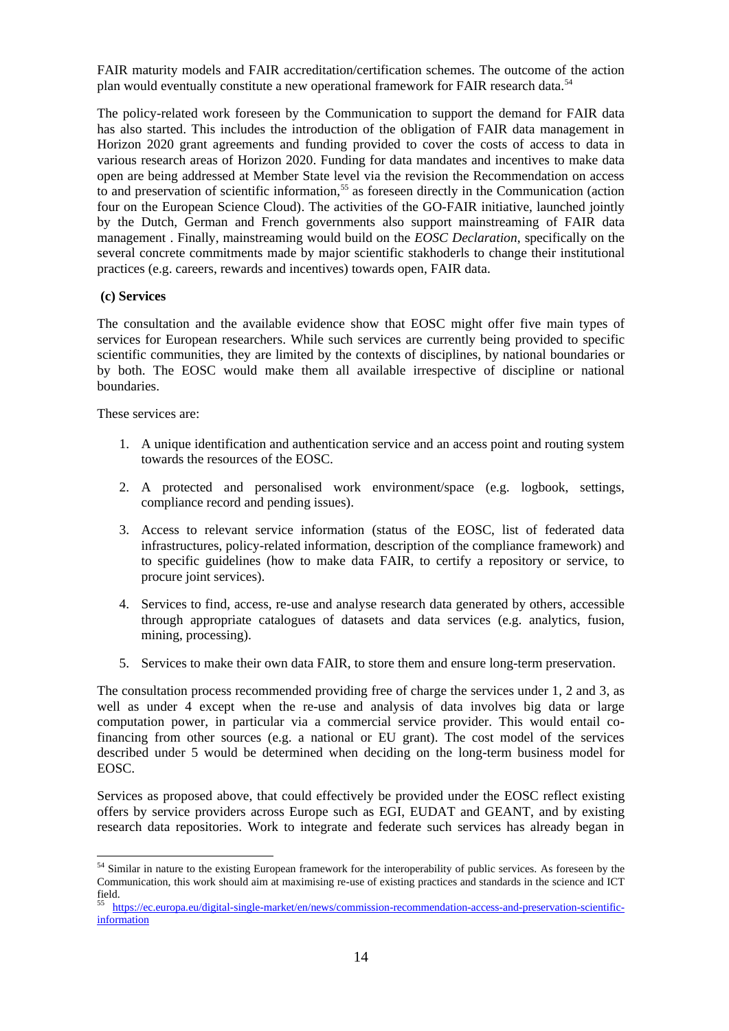FAIR maturity models and FAIR accreditation/certification schemes. The outcome of the action plan would eventually constitute a new operational framework for FAIR research data.[54]

The policy-related work foreseen by the Communication to support the demand for FAIR data has also started. This includes the introduction of the obligation of FAIR data management in Horizon 2020 grant agreements and funding provided to cover the costs of access to data in various research areas of Horizon 2020. Funding for data mandates and incentives to make data open are being addressed at Member State level via the revision the Recommendation on access to and preservation of scientific information,[55] as foreseen directly in the Communication (action four on the European Science Cloud). The activities of the GO-FAIR initiative, launched jointly by the Dutch, German and French governments also support mainstreaming of FAIR data management . Finally, mainstreaming would build on the *EOSC Declaration*, specifically on the several concrete commitments made by major scientific stakhoderls to change their institutional practices (e.g. careers, rewards and incentives) towards open, FAIR data.

**(c) Services**

The consultation and the available evidence show that EOSC might offer five main types of services for European researchers. While such services are currently being provided to specific scientific communities, they are limited by the contexts of disciplines, by national boundaries or by both. The EOSC would make them all available irrespective of discipline or national boundaries.

These services are:

1. A unique identification and authentication service and an access point and routing system towards the resources of the EOSC.
2. A protected and personalised work environment/space (e.g. logbook, settings, compliance record and pending issues).
3. Access to relevant service information (status of the EOSC, list of federated data infrastructures, policy-related information, description of the compliance framework) and to specific guidelines (how to make data FAIR, to certify a repository or service, to procure joint services).
4. Services to find, access, re-use and analyse research data generated by others, accessible through appropriate catalogues of datasets and data services (e.g. analytics, fusion, mining, processing).
5. Services to make their own data FAIR, to store them and ensure long-term preservation.

The consultation process recommended providing free of charge the services under 1, 2 and 3, as well as under 4 except when the re-use and analysis of data involves big data or large computation power, in particular via a commercial service provider. This would entail co-financing from other sources (e.g. a national or EU grant). The cost model of the services described under 5 would be determined when deciding on the long-term business model for EOSC.

Services as proposed above, that could effectively be provided under the EOSC reflect existing offers by service providers across Europe such as EGI, EUDAT and GEANT, and by existing research data repositories. Work to integrate and federate such services has already began in

[54] Similar in nature to the existing European framework for the interoperability of public services. As foreseen by the Communication, this work should aim at maximising re-use of existing practices and standards in the science and ICT field.

[55] https://ec.europa.eu/digital-single-market/en/news/commission-recommendation-access-and-preservation-scientific-information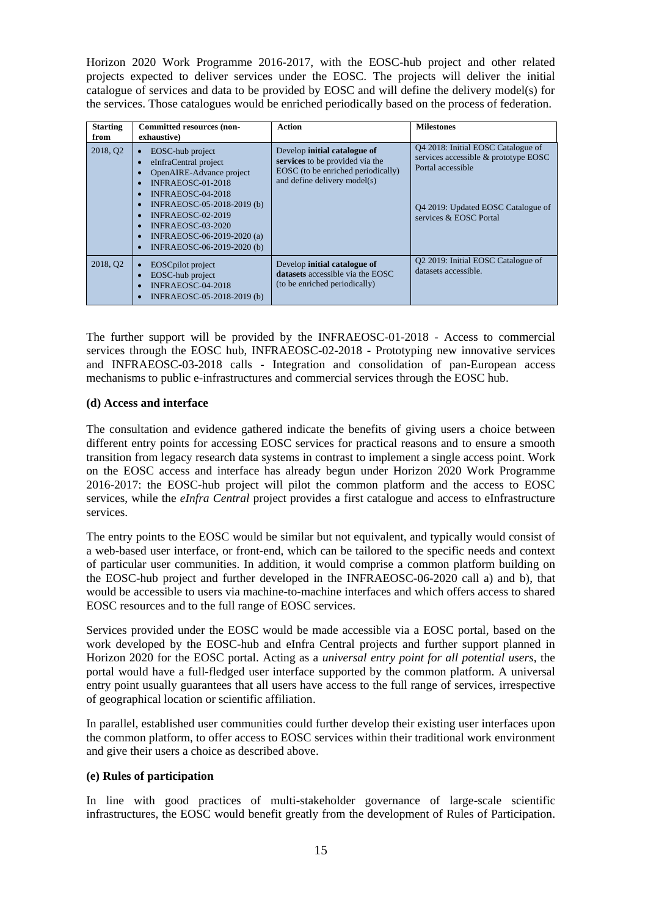Horizon 2020 Work Programme 2016-2017, with the EOSC-hub project and other related projects expected to deliver services under the EOSC. The projects will deliver the initial catalogue of services and data to be provided by EOSC and will define the delivery model(s) for the services. Those catalogues would be enriched periodically based on the process of federation.

| Starting from | Committed resources (non-exhaustive) | Action | Milestones |
|---|---|---|---|
| 2018, Q2 | • EOSC-hub project<br>• eInfraCentral project<br>• OpenAIRE-Advance project<br>• INFRAEOSC-01-2018<br>• INFRAEOSC-04-2018<br>• INFRAEOSC-05-2018-2019 (b)<br>• INFRAEOSC-02-2019<br>• INFRAEOSC-03-2020<br>• INFRAEOSC-06-2019-2020 (a)<br>• INFRAEOSC-06-2019-2020 (b) | Develop **initial catalogue of services** to be provided via the EOSC (to be enriched periodically) and define delivery model(s) | Q4 2018: Initial EOSC Catalogue of services accessible & prototype EOSC Portal accessible<br><br>Q4 2019: Updated EOSC Catalogue of services & EOSC Portal |
| 2018, Q2 | • EOSCpilot project<br>• EOSC-hub project<br>• INFRAEOSC-04-2018<br>• INFRAEOSC-05-2018-2019 (b) | Develop **initial catalogue of datasets** accessible via the EOSC (to be enriched periodically) | Q2 2019: Initial EOSC Catalogue of datasets accessible. |

The further support will be provided by the INFRAEOSC-01-2018 - Access to commercial services through the EOSC hub, INFRAEOSC-02-2018 - Prototyping new innovative services and INFRAEOSC-03-2018 calls - Integration and consolidation of pan-European access mechanisms to public e-infrastructures and commercial services through the EOSC hub.

**(d) Access and interface**

The consultation and evidence gathered indicate the benefits of giving users a choice between different entry points for accessing EOSC services for practical reasons and to ensure a smooth transition from legacy research data systems in contrast to implement a single access point. Work on the EOSC access and interface has already begun under Horizon 2020 Work Programme 2016-2017: the EOSC-hub project will pilot the common platform and the access to EOSC services, while the *eInfra Central* project provides a first catalogue and access to eInfrastructure services.

The entry points to the EOSC would be similar but not equivalent, and typically would consist of a web-based user interface, or front-end, which can be tailored to the specific needs and context of particular user communities. In addition, it would comprise a common platform building on the EOSC-hub project and further developed in the INFRAEOSC-06-2020 call a) and b), that would be accessible to users via machine-to-machine interfaces and which offers access to shared EOSC resources and to the full range of EOSC services.

Services provided under the EOSC would be made accessible via a EOSC portal, based on the work developed by the EOSC-hub and eInfra Central projects and further support planned in Horizon 2020 for the EOSC portal. Acting as a *universal entry point for all potential users*, the portal would have a full-fledged user interface supported by the common platform. A universal entry point usually guarantees that all users have access to the full range of services, irrespective of geographical location or scientific affiliation.

In parallel, established user communities could further develop their existing user interfaces upon the common platform, to offer access to EOSC services within their traditional work environment and give their users a choice as described above.

**(e) Rules of participation**

In line with good practices of multi-stakeholder governance of large-scale scientific infrastructures, the EOSC would benefit greatly from the development of Rules of Participation.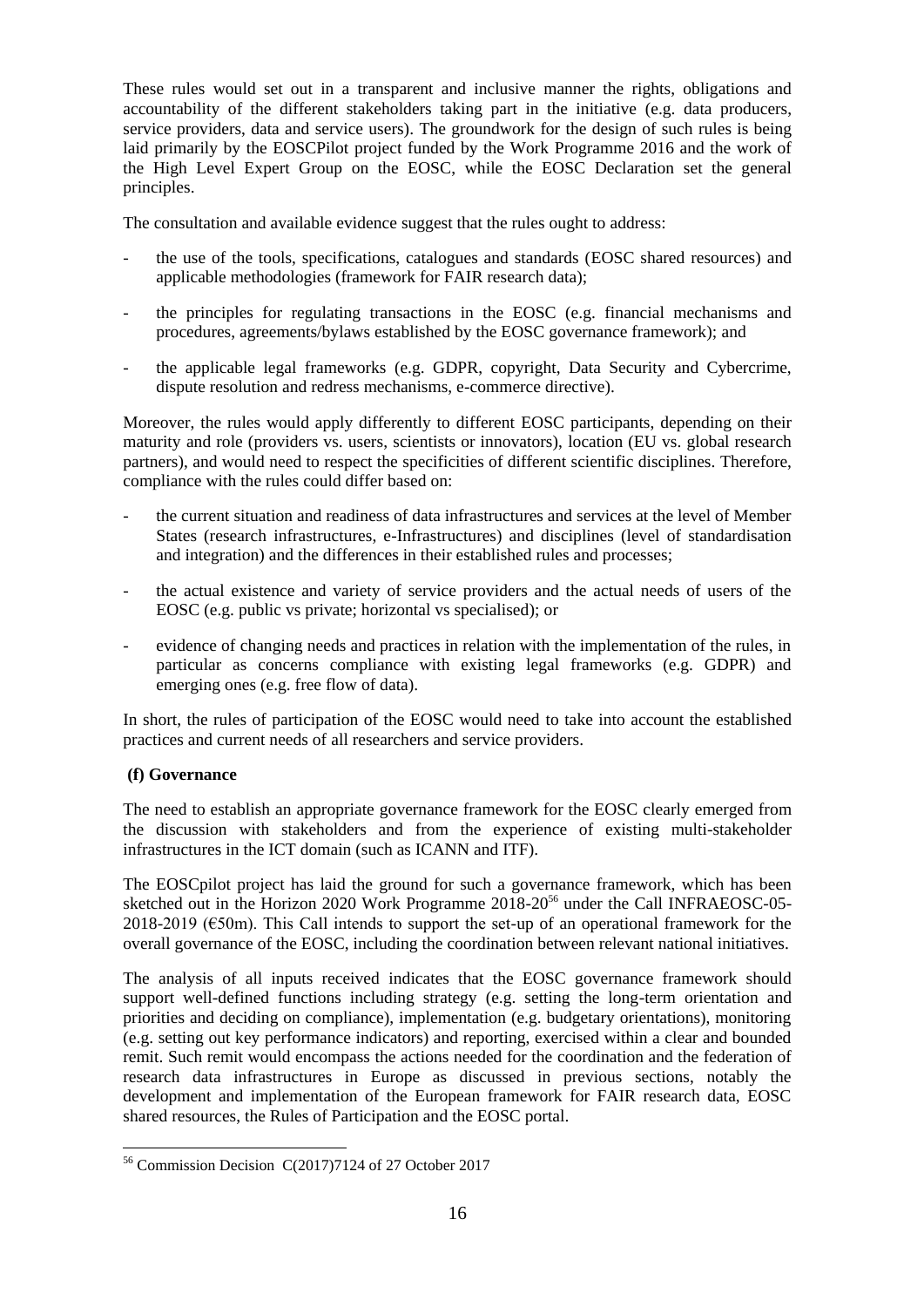These rules would set out in a transparent and inclusive manner the rights, obligations and accountability of the different stakeholders taking part in the initiative (e.g. data producers, service providers, data and service users). The groundwork for the design of such rules is being laid primarily by the EOSCPilot project funded by the Work Programme 2016 and the work of the High Level Expert Group on the EOSC, while the EOSC Declaration set the general principles.

The consultation and available evidence suggest that the rules ought to address:

- the use of the tools, specifications, catalogues and standards (EOSC shared resources) and applicable methodologies (framework for FAIR research data);
- the principles for regulating transactions in the EOSC (e.g. financial mechanisms and procedures, agreements/bylaws established by the EOSC governance framework); and
- the applicable legal frameworks (e.g. GDPR, copyright, Data Security and Cybercrime, dispute resolution and redress mechanisms, e-commerce directive).

Moreover, the rules would apply differently to different EOSC participants, depending on their maturity and role (providers vs. users, scientists or innovators), location (EU vs. global research partners), and would need to respect the specificities of different scientific disciplines. Therefore, compliance with the rules could differ based on:

- the current situation and readiness of data infrastructures and services at the level of Member States (research infrastructures, e-Infrastructures) and disciplines (level of standardisation and integration) and the differences in their established rules and processes;
- the actual existence and variety of service providers and the actual needs of users of the EOSC (e.g. public vs private; horizontal vs specialised); or
- evidence of changing needs and practices in relation with the implementation of the rules, in particular as concerns compliance with existing legal frameworks (e.g. GDPR) and emerging ones (e.g. free flow of data).

In short, the rules of participation of the EOSC would need to take into account the established practices and current needs of all researchers and service providers.

**(f) Governance**

The need to establish an appropriate governance framework for the EOSC clearly emerged from the discussion with stakeholders and from the experience of existing multi-stakeholder infrastructures in the ICT domain (such as ICANN and ITF).

The EOSCpilot project has laid the ground for such a governance framework, which has been sketched out in the Horizon 2020 Work Programme 2018-20[56] under the Call INFRAEOSC-05-2018-2019 (€50m). This Call intends to support the set-up of an operational framework for the overall governance of the EOSC, including the coordination between relevant national initiatives.

The analysis of all inputs received indicates that the EOSC governance framework should support well-defined functions including strategy (e.g. setting the long-term orientation and priorities and deciding on compliance), implementation (e.g. budgetary orientations), monitoring (e.g. setting out key performance indicators) and reporting, exercised within a clear and bounded remit. Such remit would encompass the actions needed for the coordination and the federation of research data infrastructures in Europe as discussed in previous sections, notably the development and implementation of the European framework for FAIR research data, EOSC shared resources, the Rules of Participation and the EOSC portal.

[56] Commission Decision C(2017)7124 of 27 October 2017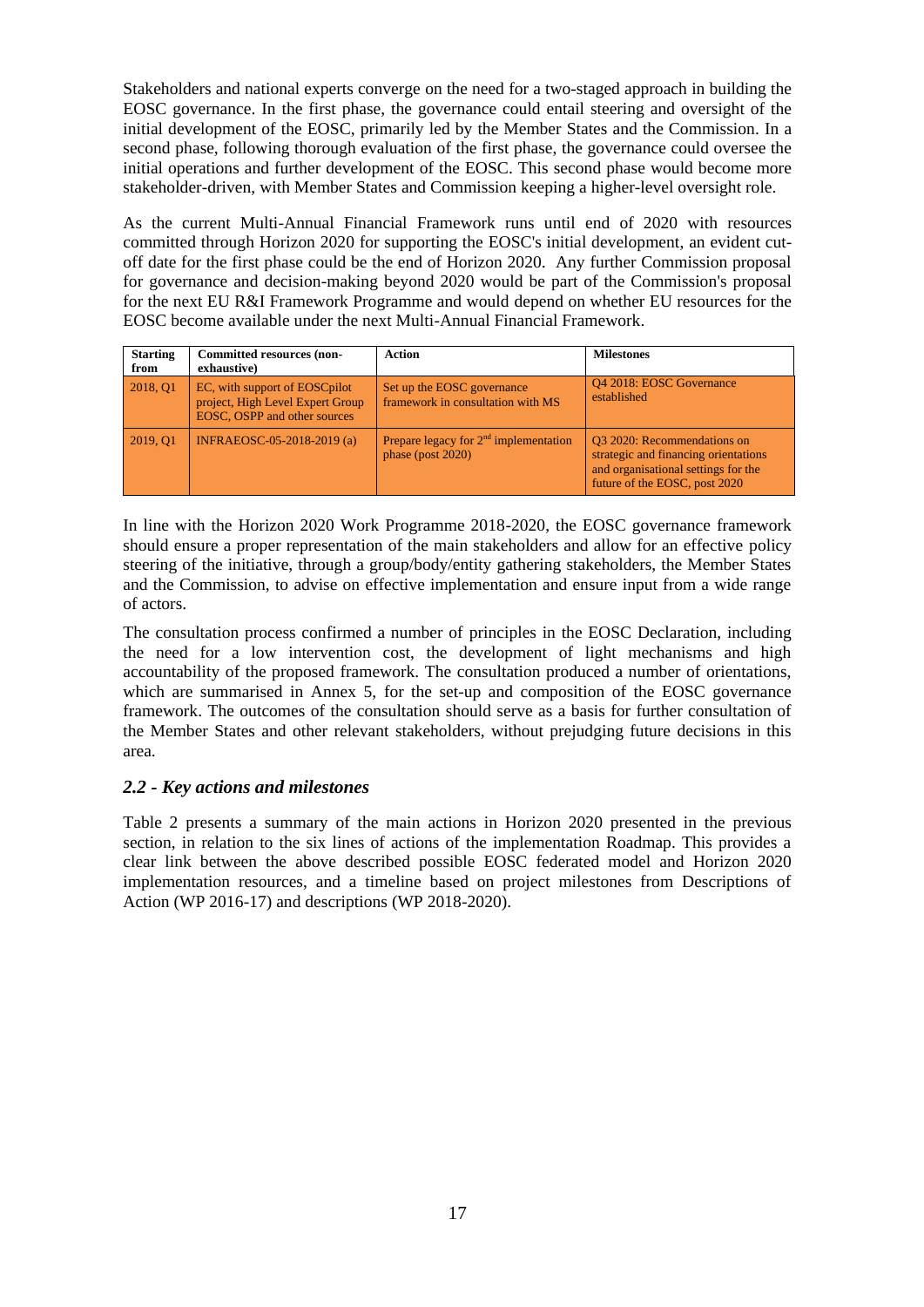Stakeholders and national experts converge on the need for a two-staged approach in building the EOSC governance. In the first phase, the governance could entail steering and oversight of the initial development of the EOSC, primarily led by the Member States and the Commission. In a second phase, following thorough evaluation of the first phase, the governance could oversee the initial operations and further development of the EOSC. This second phase would become more stakeholder-driven, with Member States and Commission keeping a higher-level oversight role.

As the current Multi-Annual Financial Framework runs until end of 2020 with resources committed through Horizon 2020 for supporting the EOSC's initial development, an evident cut-off date for the first phase could be the end of Horizon 2020. Any further Commission proposal for governance and decision-making beyond 2020 would be part of the Commission's proposal for the next EU R&I Framework Programme and would depend on whether EU resources for the EOSC become available under the next Multi-Annual Financial Framework.

| Starting from | Committed resources (non-exhaustive) | Action | Milestones |
|---|---|---|---|
| 2018, Q1 | EC, with support of EOSCpilot project, High Level Expert Group EOSC, OSPP and other sources | Set up the EOSC governance framework in consultation with MS | Q4 2018: EOSC Governance established |
| 2019, Q1 | INFRAEOSC-05-2018-2019 (a) | Prepare legacy for 2nd implementation phase (post 2020) | Q3 2020: Recommendations on strategic and financing orientations and organisational settings for the future of the EOSC, post 2020 |

In line with the Horizon 2020 Work Programme 2018-2020, the EOSC governance framework should ensure a proper representation of the main stakeholders and allow for an effective policy steering of the initiative, through a group/body/entity gathering stakeholders, the Member States and the Commission, to advise on effective implementation and ensure input from a wide range of actors.

The consultation process confirmed a number of principles in the EOSC Declaration, including the need for a low intervention cost, the development of light mechanisms and high accountability of the proposed framework. The consultation produced a number of orientations, which are summarised in Annex 5, for the set-up and composition of the EOSC governance framework. The outcomes of the consultation should serve as a basis for further consultation of the Member States and other relevant stakeholders, without prejudging future decisions in this area.

### *2.2 - Key actions and milestones*

Table 2 presents a summary of the main actions in Horizon 2020 presented in the previous section, in relation to the six lines of actions of the implementation Roadmap. This provides a clear link between the above described possible EOSC federated model and Horizon 2020 implementation resources, and a timeline based on project milestones from Descriptions of Action (WP 2016-17) and descriptions (WP 2018-2020).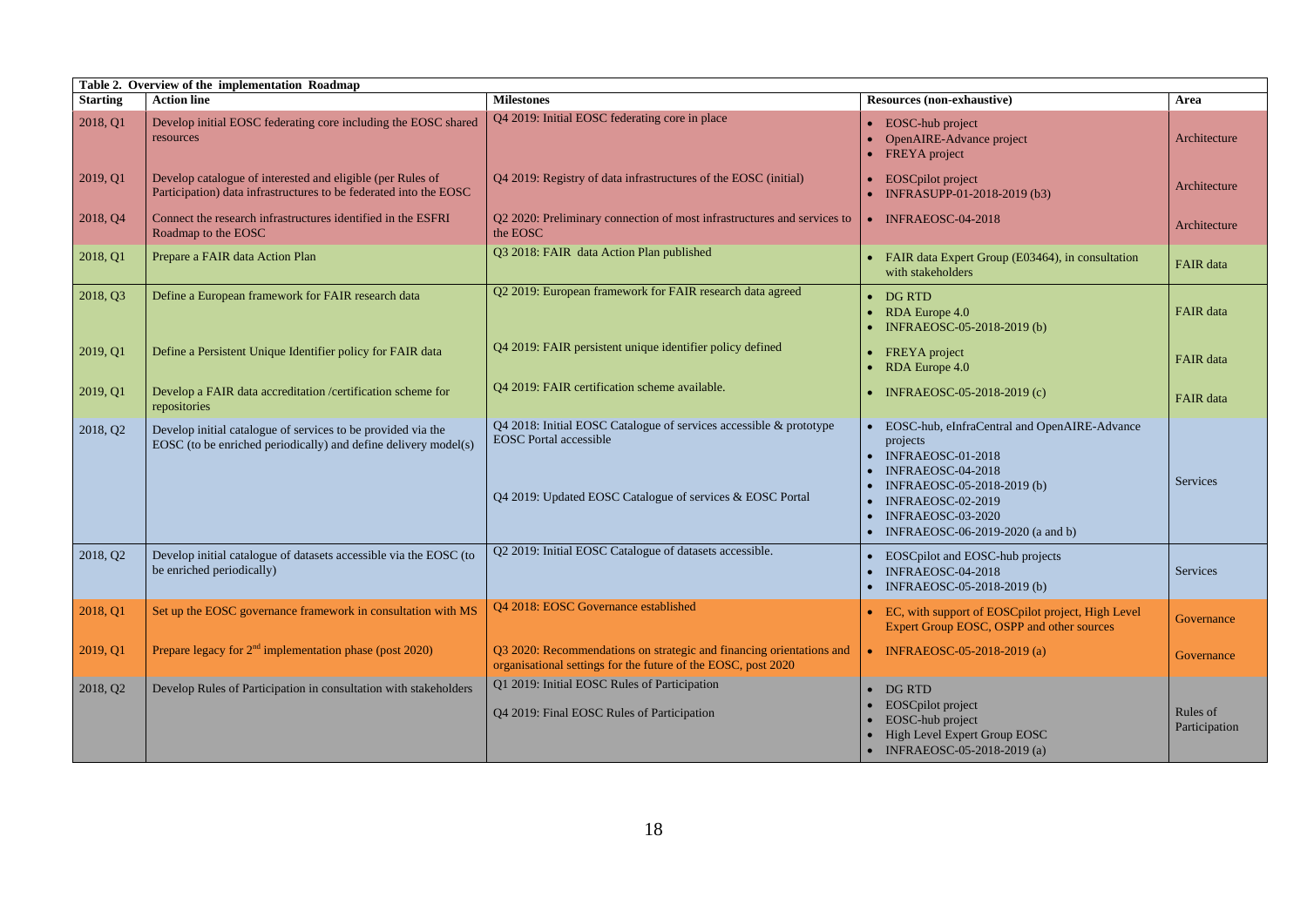**Table 2. Overview of the implementation Roadmap**

| Starting | Action line | Milestones | Resources (non-exhaustive) | Area |
|---|---|---|---|---|
| 2018, Q1 | Develop initial EOSC federating core including the EOSC shared resources | Q4 2019: Initial EOSC federating core in place | • EOSC-hub project<br>• OpenAIRE-Advance project<br>• FREYA project | Architecture |
| 2019, Q1 | Develop catalogue of interested and eligible (per Rules of Participation) data infrastructures to be federated into the EOSC | Q4 2019: Registry of data infrastructures of the EOSC (initial) | • EOSCpilot project<br>• INFRASUPP-01-2018-2019 (b3) | Architecture |
| 2018, Q4 | Connect the research infrastructures identified in the ESFRI Roadmap to the EOSC | Q2 2020: Preliminary connection of most infrastructures and services to the EOSC | • INFRAEOSC-04-2018 | Architecture |
| 2018, Q1 | Prepare a FAIR data Action Plan | Q3 2018: FAIR data Action Plan published | • FAIR data Expert Group (E03464), in consultation with stakeholders | FAIR data |
| 2018, Q3 | Define a European framework for FAIR research data | Q2 2019: European framework for FAIR research data agreed | • DG RTD<br>• RDA Europe 4.0<br>• INFRAEOSC-05-2018-2019 (b) | FAIR data |
| 2019, Q1 | Define a Persistent Unique Identifier policy for FAIR data | Q4 2019: FAIR persistent unique identifier policy defined | • FREYA project<br>• RDA Europe 4.0 | FAIR data |
| 2019, Q1 | Develop a FAIR data accreditation /certification scheme for repositories | Q4 2019: FAIR certification scheme available. | • INFRAEOSC-05-2018-2019 (c) | FAIR data |
| 2018, Q2 | Develop initial catalogue of services to be provided via the EOSC (to be enriched periodically) and define delivery model(s) | Q4 2018: Initial EOSC Catalogue of services accessible & prototype EOSC Portal accessible<br><br>Q4 2019: Updated EOSC Catalogue of services & EOSC Portal | • EOSC-hub, eInfraCentral and OpenAIRE-Advance projects<br>• INFRAEOSC-01-2018<br>• INFRAEOSC-04-2018<br>• INFRAEOSC-05-2018-2019 (b)<br>• INFRAEOSC-02-2019<br>• INFRAEOSC-03-2020<br>• INFRAEOSC-06-2019-2020 (a and b) | Services |
| 2018, Q2 | Develop initial catalogue of datasets accessible via the EOSC (to be enriched periodically) | Q2 2019: Initial EOSC Catalogue of datasets accessible. | • EOSCpilot and EOSC-hub projects<br>• INFRAEOSC-04-2018<br>• INFRAEOSC-05-2018-2019 (b) | Services |
| 2018, Q1 | Set up the EOSC governance framework in consultation with MS | Q4 2018: EOSC Governance established | • EC, with support of EOSCpilot project, High Level Expert Group EOSC, OSPP and other sources | Governance |
| 2019, Q1 | Prepare legacy for 2nd implementation phase (post 2020) | Q3 2020: Recommendations on strategic and financing orientations and organisational settings for the future of the EOSC, post 2020 | • INFRAEOSC-05-2018-2019 (a) | Governance |
| 2018, Q2 | Develop Rules of Participation in consultation with stakeholders | Q1 2019: Initial EOSC Rules of Participation<br><br>Q4 2019: Final EOSC Rules of Participation | • DG RTD<br>• EOSCpilot project<br>• EOSC-hub project<br>• High Level Expert Group EOSC<br>• INFRAEOSC-05-2018-2019 (a) | Rules of Participation |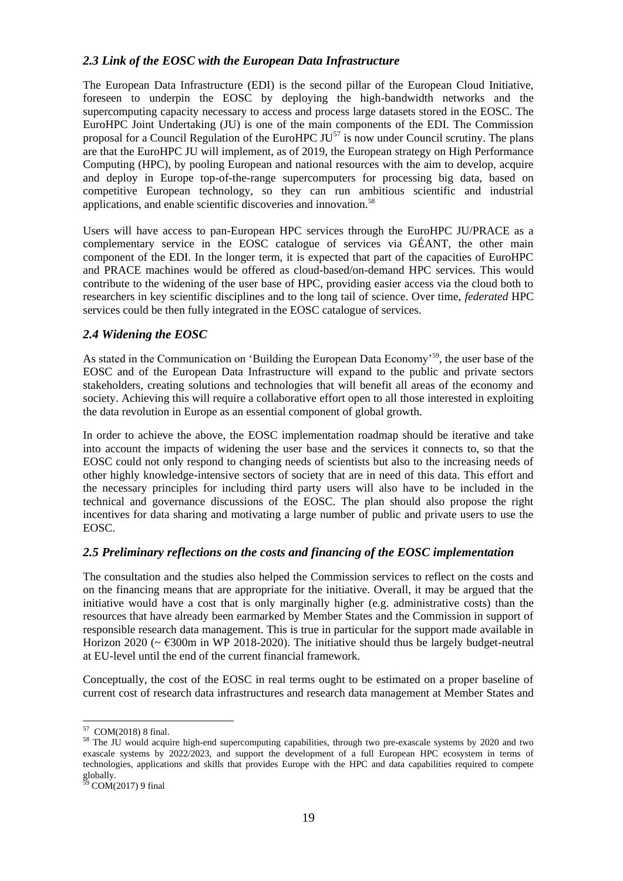### *2.3 Link of the EOSC with the European Data Infrastructure*

The European Data Infrastructure (EDI) is the second pillar of the European Cloud Initiative, foreseen to underpin the EOSC by deploying the high-bandwidth networks and the supercomputing capacity necessary to access and process large datasets stored in the EOSC. The EuroHPC Joint Undertaking (JU) is one of the main components of the EDI. The Commission proposal for a Council Regulation of the EuroHPC JU[57] is now under Council scrutiny. The plans are that the EuroHPC JU will implement, as of 2019, the European strategy on High Performance Computing (HPC), by pooling European and national resources with the aim to develop, acquire and deploy in Europe top-of-the-range supercomputers for processing big data, based on competitive European technology, so they can run ambitious scientific and industrial applications, and enable scientific discoveries and innovation.[58]

Users will have access to pan-European HPC services through the EuroHPC JU/PRACE as a complementary service in the EOSC catalogue of services via GÉANT, the other main component of the EDI. In the longer term, it is expected that part of the capacities of EuroHPC and PRACE machines would be offered as cloud-based/on-demand HPC services. This would contribute to the widening of the user base of HPC, providing easier access via the cloud both to researchers in key scientific disciplines and to the long tail of science. Over time, *federated* HPC services could be then fully integrated in the EOSC catalogue of services.

### *2.4 Widening the EOSC*

As stated in the Communication on 'Building the European Data Economy'[59], the user base of the EOSC and of the European Data Infrastructure will expand to the public and private sectors stakeholders, creating solutions and technologies that will benefit all areas of the economy and society. Achieving this will require a collaborative effort open to all those interested in exploiting the data revolution in Europe as an essential component of global growth.

In order to achieve the above, the EOSC implementation roadmap should be iterative and take into account the impacts of widening the user base and the services it connects to, so that the EOSC could not only respond to changing needs of scientists but also to the increasing needs of other highly knowledge-intensive sectors of society that are in need of this data. This effort and the necessary principles for including third party users will also have to be included in the technical and governance discussions of the EOSC. The plan should also propose the right incentives for data sharing and motivating a large number of public and private users to use the EOSC.

### *2.5 Preliminary reflections on the costs and financing of the EOSC implementation*

The consultation and the studies also helped the Commission services to reflect on the costs and on the financing means that are appropriate for the initiative. Overall, it may be argued that the initiative would have a cost that is only marginally higher (e.g. administrative costs) than the resources that have already been earmarked by Member States and the Commission in support of responsible research data management. This is true in particular for the support made available in Horizon 2020 (~ €300m in WP 2018-2020). The initiative should thus be largely budget-neutral at EU-level until the end of the current financial framework.

Conceptually, the cost of the EOSC in real terms ought to be estimated on a proper baseline of current cost of research data infrastructures and research data management at Member States and

---

[57] COM(2018) 8 final.

[58] The JU would acquire high-end supercomputing capabilities, through two pre-exascale systems by 2020 and two exascale systems by 2022/2023, and support the development of a full European HPC ecosystem in terms of technologies, applications and skills that provides Europe with the HPC and data capabilities required to compete globally.

[59] COM(2017) 9 final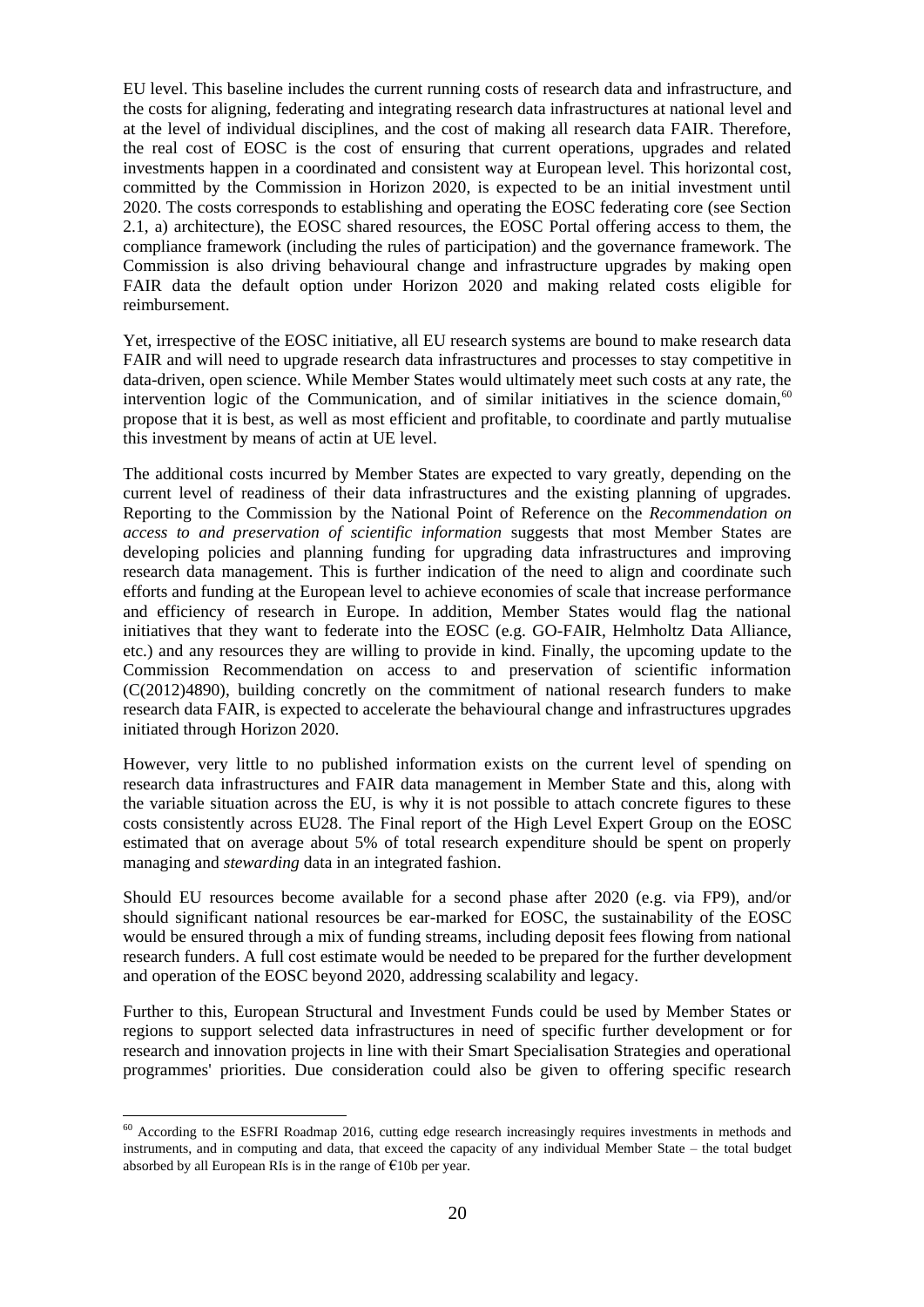EU level. This baseline includes the current running costs of research data and infrastructure, and the costs for aligning, federating and integrating research data infrastructures at national level and at the level of individual disciplines, and the cost of making all research data FAIR. Therefore, the real cost of EOSC is the cost of ensuring that current operations, upgrades and related investments happen in a coordinated and consistent way at European level. This horizontal cost, committed by the Commission in Horizon 2020, is expected to be an initial investment until 2020. The costs corresponds to establishing and operating the EOSC federating core (see Section 2.1, a) architecture), the EOSC shared resources, the EOSC Portal offering access to them, the compliance framework (including the rules of participation) and the governance framework. The Commission is also driving behavioural change and infrastructure upgrades by making open FAIR data the default option under Horizon 2020 and making related costs eligible for reimbursement.

Yet, irrespective of the EOSC initiative, all EU research systems are bound to make research data FAIR and will need to upgrade research data infrastructures and processes to stay competitive in data-driven, open science. While Member States would ultimately meet such costs at any rate, the intervention logic of the Communication, and of similar initiatives in the science domain,[60] propose that it is best, as well as most efficient and profitable, to coordinate and partly mutualise this investment by means of actin at UE level.

The additional costs incurred by Member States are expected to vary greatly, depending on the current level of readiness of their data infrastructures and the existing planning of upgrades. Reporting to the Commission by the National Point of Reference on the *Recommendation on access to and preservation of scientific information* suggests that most Member States are developing policies and planning funding for upgrading data infrastructures and improving research data management. This is further indication of the need to align and coordinate such efforts and funding at the European level to achieve economies of scale that increase performance and efficiency of research in Europe. In addition, Member States would flag the national initiatives that they want to federate into the EOSC (e.g. GO-FAIR, Helmholtz Data Alliance, etc.) and any resources they are willing to provide in kind. Finally, the upcoming update to the Commission Recommendation on access to and preservation of scientific information (C(2012)4890), building concretly on the commitment of national research funders to make research data FAIR, is expected to accelerate the behavioural change and infrastructures upgrades initiated through Horizon 2020.

However, very little to no published information exists on the current level of spending on research data infrastructures and FAIR data management in Member State and this, along with the variable situation across the EU, is why it is not possible to attach concrete figures to these costs consistently across EU28. The Final report of the High Level Expert Group on the EOSC estimated that on average about 5% of total research expenditure should be spent on properly managing and *stewarding* data in an integrated fashion.

Should EU resources become available for a second phase after 2020 (e.g. via FP9), and/or should significant national resources be ear-marked for EOSC, the sustainability of the EOSC would be ensured through a mix of funding streams, including deposit fees flowing from national research funders. A full cost estimate would be needed to be prepared for the further development and operation of the EOSC beyond 2020, addressing scalability and legacy.

Further to this, European Structural and Investment Funds could be used by Member States or regions to support selected data infrastructures in need of specific further development or for research and innovation projects in line with their Smart Specialisation Strategies and operational programmes' priorities. Due consideration could also be given to offering specific research

---

[60] According to the ESFRI Roadmap 2016, cutting edge research increasingly requires investments in methods and instruments, and in computing and data, that exceed the capacity of any individual Member State – the total budget absorbed by all European RIs is in the range of €10b per year.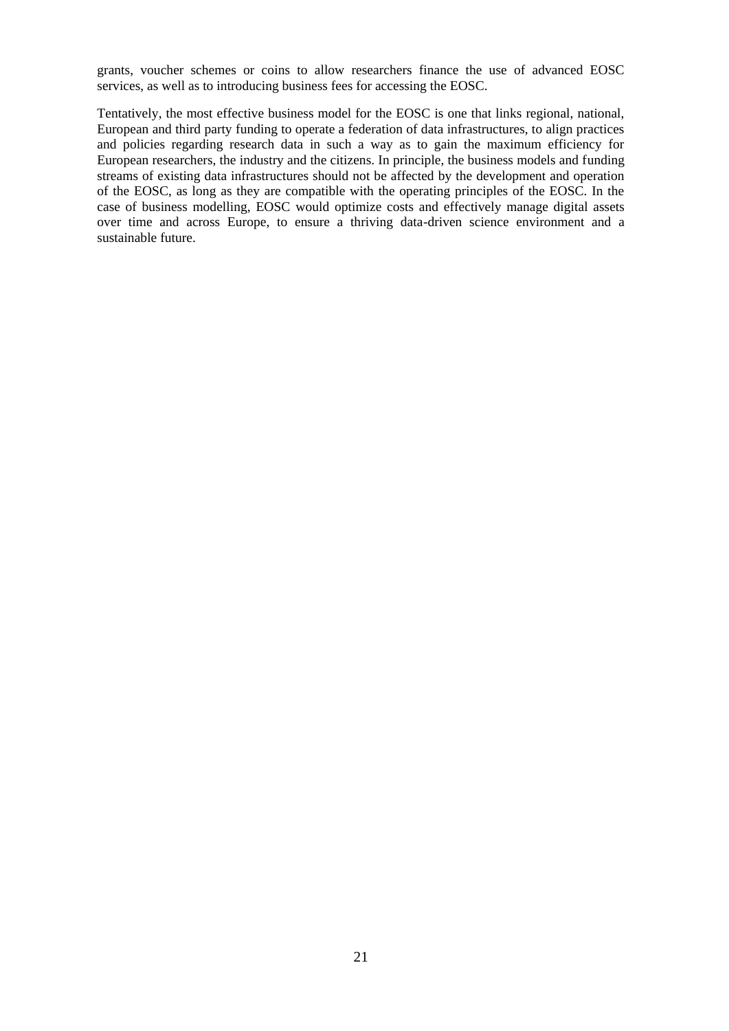grants, voucher schemes or coins to allow researchers finance the use of advanced EOSC services, as well as to introducing business fees for accessing the EOSC.

Tentatively, the most effective business model for the EOSC is one that links regional, national, European and third party funding to operate a federation of data infrastructures, to align practices and policies regarding research data in such a way as to gain the maximum efficiency for European researchers, the industry and the citizens. In principle, the business models and funding streams of existing data infrastructures should not be affected by the development and operation of the EOSC, as long as they are compatible with the operating principles of the EOSC. In the case of business modelling, EOSC would optimize costs and effectively manage digital assets over time and across Europe, to ensure a thriving data-driven science environment and a sustainable future.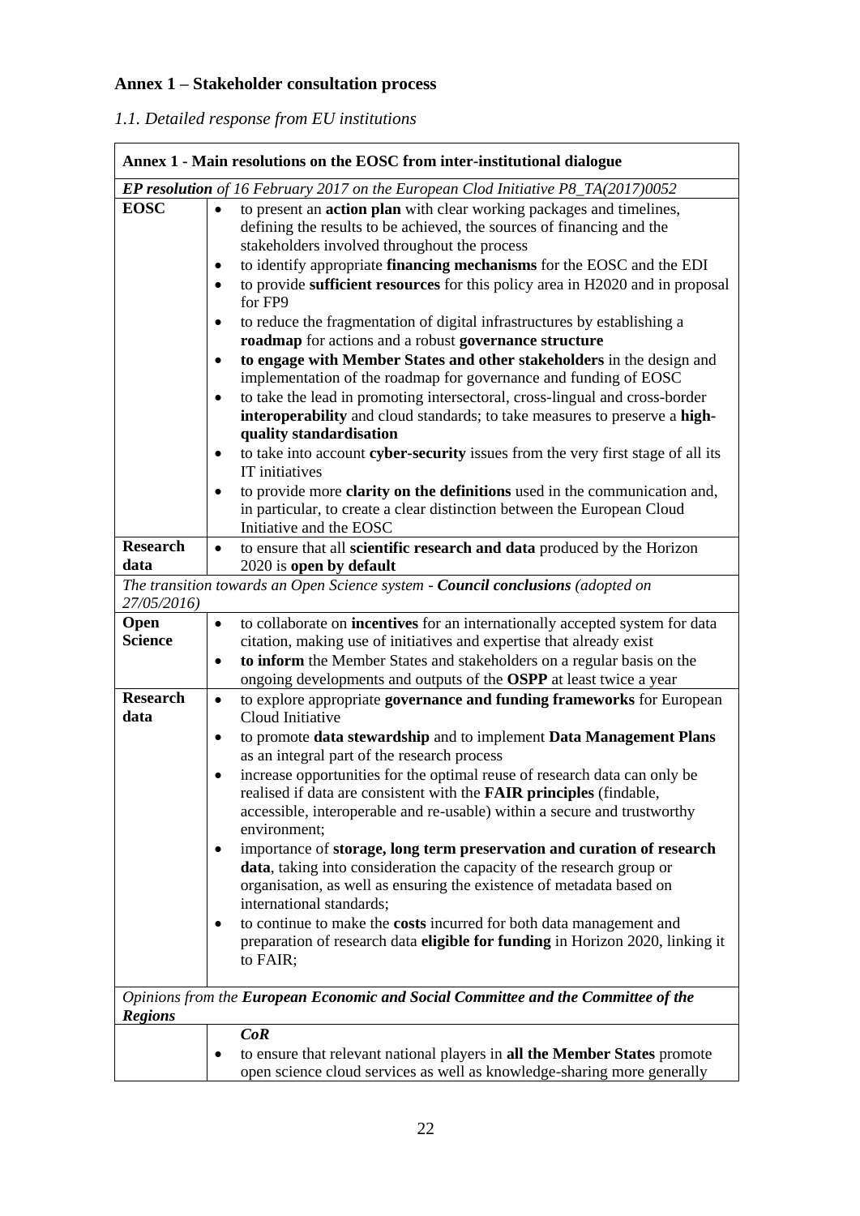## Annex 1 – Stakeholder consultation process

### *1.1. Detailed response from EU institutions*

| **Annex 1 - Main resolutions on the EOSC from inter-institutional dialogue** | |
|---|---|
| ***EP resolution*** *of 16 February 2017 on the European Clod Initiative P8_TA(2017)0052* | |
| **EOSC** | • to present an **action plan** with clear working packages and timelines, defining the results to be achieved, the sources of financing and the stakeholders involved throughout the process<br>• to identify appropriate **financing mechanisms** for the EOSC and the EDI<br>• to provide **sufficient resources** for this policy area in H2020 and in proposal for FP9<br>• to reduce the fragmentation of digital infrastructures by establishing a **roadmap** for actions and a robust **governance structure**<br>• **to engage with Member States and other stakeholders** in the design and implementation of the roadmap for governance and funding of EOSC<br>• to take the lead in promoting intersectoral, cross-lingual and cross-border **interoperability** and cloud standards; to take measures to preserve a **high-quality standardisation**<br>• to take into account **cyber-security** issues from the very first stage of all its IT initiatives<br>• to provide more **clarity on the definitions** used in the communication and, in particular, to create a clear distinction between the European Cloud Initiative and the EOSC |
| **Research data** | • to ensure that all **scientific research and data** produced by the Horizon 2020 is **open by default** |
| *The transition towards an Open Science system -* ***Council conclusions*** *(adopted on 27/05/2016)* | |
| **Open Science** | • to collaborate on **incentives** for an internationally accepted system for data citation, making use of initiatives and expertise that already exist<br>• **to inform** the Member States and stakeholders on a regular basis on the ongoing developments and outputs of the **OSPP** at least twice a year |
| **Research data** | • to explore appropriate **governance and funding frameworks** for European Cloud Initiative<br>• to promote **data stewardship** and to implement **Data Management Plans** as an integral part of the research process<br>• increase opportunities for the optimal reuse of research data can only be realised if data are consistent with the **FAIR principles** (findable, accessible, interoperable and re-usable) within a secure and trustworthy environment;<br>• importance of **storage, long term preservation and curation of research data**, taking into consideration the capacity of the research group or organisation, as well as ensuring the existence of metadata based on international standards;<br>• to continue to make the **costs** incurred for both data management and preparation of research data **eligible for funding** in Horizon 2020, linking it to FAIR; |
| *Opinions from the* ***European Economic and Social Committee and the Committee of the Regions*** | |
| | ***CoR***<br>• to ensure that relevant national players in **all the Member States** promote open science cloud services as well as knowledge-sharing more generally |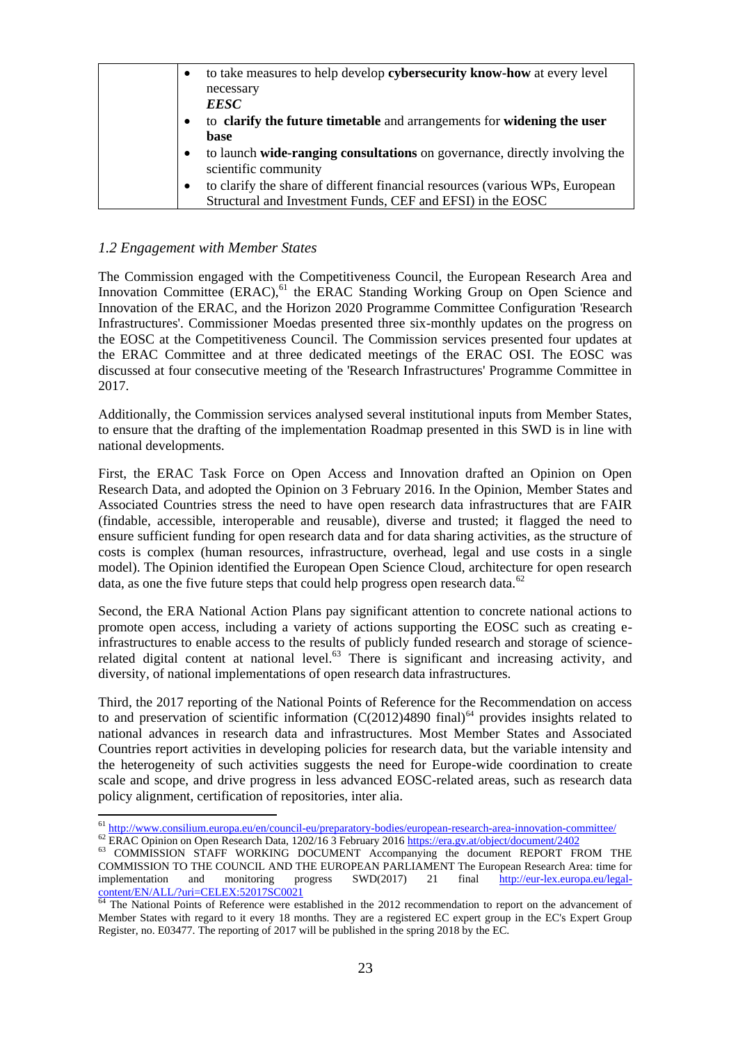| | • to take measures to help develop **cybersecurity know-how** at every level necessary<br>***EESC***<br>• to **clarify the future timetable** and arrangements for **widening the user base**<br>• to launch **wide-ranging consultations** on governance, directly involving the scientific community<br>• to clarify the share of different financial resources (various WPs, European Structural and Investment Funds, CEF and EFSI) in the EOSC |
|---|---|

### *1.2 Engagement with Member States*

The Commission engaged with the Competitiveness Council, the European Research Area and Innovation Committee (ERAC),[61] the ERAC Standing Working Group on Open Science and Innovation of the ERAC, and the Horizon 2020 Programme Committee Configuration 'Research Infrastructures'. Commissioner Moedas presented three six-monthly updates on the progress on the EOSC at the Competitiveness Council. The Commission services presented four updates at the ERAC Committee and at three dedicated meetings of the ERAC OSI. The EOSC was discussed at four consecutive meeting of the 'Research Infrastructures' Programme Committee in 2017.

Additionally, the Commission services analysed several institutional inputs from Member States, to ensure that the drafting of the implementation Roadmap presented in this SWD is in line with national developments.

First, the ERAC Task Force on Open Access and Innovation drafted an Opinion on Open Research Data, and adopted the Opinion on 3 February 2016. In the Opinion, Member States and Associated Countries stress the need to have open research data infrastructures that are FAIR (findable, accessible, interoperable and reusable), diverse and trusted; it flagged the need to ensure sufficient funding for open research data and for data sharing activities, as the structure of costs is complex (human resources, infrastructure, overhead, legal and use costs in a single model). The Opinion identified the European Open Science Cloud, architecture for open research data, as one the five future steps that could help progress open research data.[62]

Second, the ERA National Action Plans pay significant attention to concrete national actions to promote open access, including a variety of actions supporting the EOSC such as creating e-infrastructures to enable access to the results of publicly funded research and storage of science-related digital content at national level.[63] There is significant and increasing activity, and diversity, of national implementations of open research data infrastructures.

Third, the 2017 reporting of the National Points of Reference for the Recommendation on access to and preservation of scientific information (C(2012)4890 final)[64] provides insights related to national advances in research data and infrastructures. Most Member States and Associated Countries report activities in developing policies for research data, but the variable intensity and the heterogeneity of such activities suggests the need for Europe-wide coordination to create scale and scope, and drive progress in less advanced EOSC-related areas, such as research data policy alignment, certification of repositories, inter alia.

---

[61] http://www.consilium.europa.eu/en/council-eu/preparatory-bodies/european-research-area-innovation-committee/

[62] ERAC Opinion on Open Research Data, 1202/16 3 February 2016 https://era.gv.at/object/document/2402

[63] COMMISSION STAFF WORKING DOCUMENT Accompanying the document REPORT FROM THE COMMISSION TO THE COUNCIL AND THE EUROPEAN PARLIAMENT The European Research Area: time for implementation and monitoring progress SWD(2017) 21 final http://eur-lex.europa.eu/legal-content/EN/ALL/?uri=CELEX:52017SC0021

[64] The National Points of Reference were established in the 2012 recommendation to report on the advancement of Member States with regard to it every 18 months. They are a registered EC expert group in the EC's Expert Group Register, no. E03477. The reporting of 2017 will be published in the spring 2018 by the EC.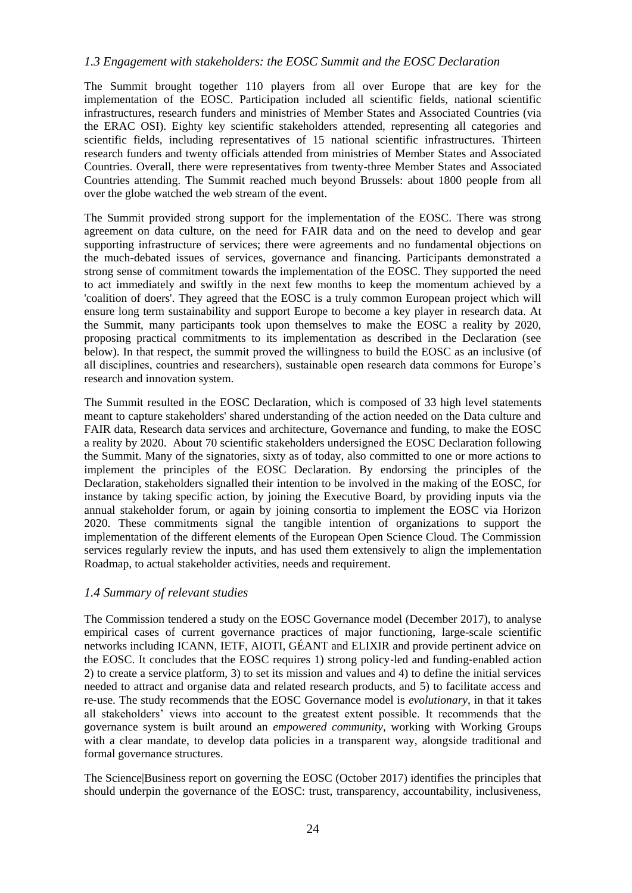### *1.3 Engagement with stakeholders: the EOSC Summit and the EOSC Declaration*

The Summit brought together 110 players from all over Europe that are key for the implementation of the EOSC. Participation included all scientific fields, national scientific infrastructures, research funders and ministries of Member States and Associated Countries (via the ERAC OSI). Eighty key scientific stakeholders attended, representing all categories and scientific fields, including representatives of 15 national scientific infrastructures. Thirteen research funders and twenty officials attended from ministries of Member States and Associated Countries. Overall, there were representatives from twenty-three Member States and Associated Countries attending. The Summit reached much beyond Brussels: about 1800 people from all over the globe watched the web stream of the event.

The Summit provided strong support for the implementation of the EOSC. There was strong agreement on data culture, on the need for FAIR data and on the need to develop and gear supporting infrastructure of services; there were agreements and no fundamental objections on the much-debated issues of services, governance and financing. Participants demonstrated a strong sense of commitment towards the implementation of the EOSC. They supported the need to act immediately and swiftly in the next few months to keep the momentum achieved by a 'coalition of doers'. They agreed that the EOSC is a truly common European project which will ensure long term sustainability and support Europe to become a key player in research data. At the Summit, many participants took upon themselves to make the EOSC a reality by 2020, proposing practical commitments to its implementation as described in the Declaration (see below). In that respect, the summit proved the willingness to build the EOSC as an inclusive (of all disciplines, countries and researchers), sustainable open research data commons for Europe's research and innovation system.

The Summit resulted in the EOSC Declaration, which is composed of 33 high level statements meant to capture stakeholders' shared understanding of the action needed on the Data culture and FAIR data, Research data services and architecture, Governance and funding, to make the EOSC a reality by 2020. About 70 scientific stakeholders undersigned the EOSC Declaration following the Summit. Many of the signatories, sixty as of today, also committed to one or more actions to implement the principles of the EOSC Declaration. By endorsing the principles of the Declaration, stakeholders signalled their intention to be involved in the making of the EOSC, for instance by taking specific action, by joining the Executive Board, by providing inputs via the annual stakeholder forum, or again by joining consortia to implement the EOSC via Horizon 2020. These commitments signal the tangible intention of organizations to support the implementation of the different elements of the European Open Science Cloud. The Commission services regularly review the inputs, and has used them extensively to align the implementation Roadmap, to actual stakeholder activities, needs and requirement.

### *1.4 Summary of relevant studies*

The Commission tendered a study on the EOSC Governance model (December 2017), to analyse empirical cases of current governance practices of major functioning, large-scale scientific networks including ICANN, IETF, AIOTI, GÉANT and ELIXIR and provide pertinent advice on the EOSC. It concludes that the EOSC requires 1) strong policy-led and funding-enabled action 2) to create a service platform, 3) to set its mission and values and 4) to define the initial services needed to attract and organise data and related research products, and 5) to facilitate access and re-use. The study recommends that the EOSC Governance model is *evolutionary*, in that it takes all stakeholders' views into account to the greatest extent possible. It recommends that the governance system is built around an *empowered community*, working with Working Groups with a clear mandate, to develop data policies in a transparent way, alongside traditional and formal governance structures.

The Science|Business report on governing the EOSC (October 2017) identifies the principles that should underpin the governance of the EOSC: trust, transparency, accountability, inclusiveness,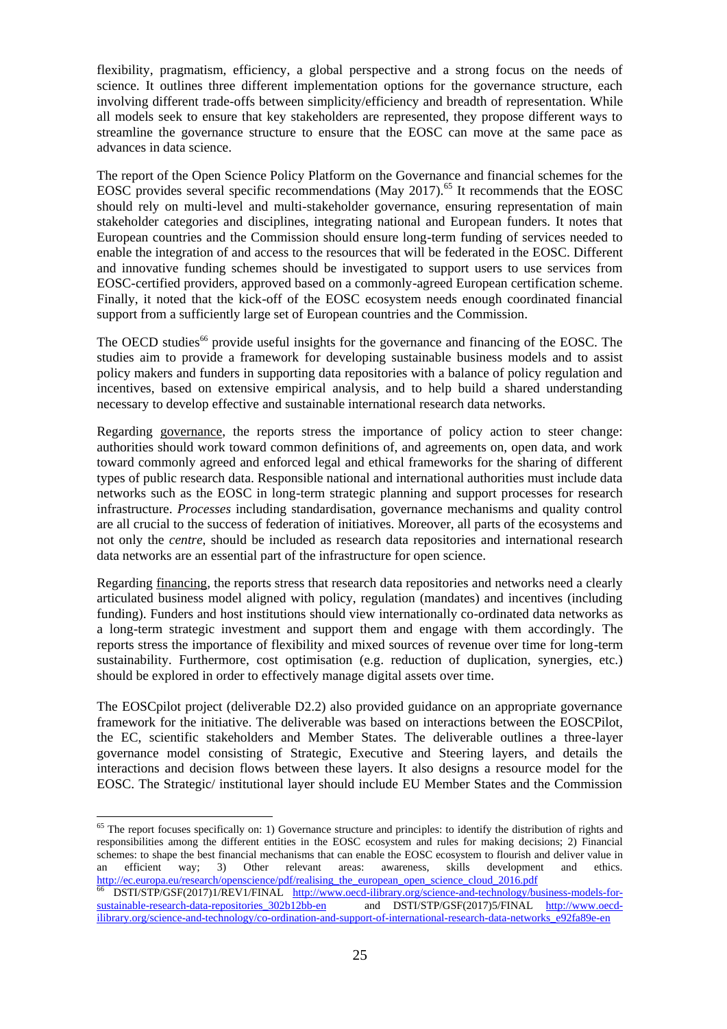flexibility, pragmatism, efficiency, a global perspective and a strong focus on the needs of science. It outlines three different implementation options for the governance structure, each involving different trade-offs between simplicity/efficiency and breadth of representation. While all models seek to ensure that key stakeholders are represented, they propose different ways to streamline the governance structure to ensure that the EOSC can move at the same pace as advances in data science.

The report of the Open Science Policy Platform on the Governance and financial schemes for the EOSC provides several specific recommendations (May 2017).[65] It recommends that the EOSC should rely on multi-level and multi-stakeholder governance, ensuring representation of main stakeholder categories and disciplines, integrating national and European funders. It notes that European countries and the Commission should ensure long-term funding of services needed to enable the integration of and access to the resources that will be federated in the EOSC. Different and innovative funding schemes should be investigated to support users to use services from EOSC-certified providers, approved based on a commonly-agreed European certification scheme. Finally, it noted that the kick-off of the EOSC ecosystem needs enough coordinated financial support from a sufficiently large set of European countries and the Commission.

The OECD studies[66] provide useful insights for the governance and financing of the EOSC. The studies aim to provide a framework for developing sustainable business models and to assist policy makers and funders in supporting data repositories with a balance of policy regulation and incentives, based on extensive empirical analysis, and to help build a shared understanding necessary to develop effective and sustainable international research data networks.

Regarding governance, the reports stress the importance of policy action to steer change: authorities should work toward common definitions of, and agreements on, open data, and work toward commonly agreed and enforced legal and ethical frameworks for the sharing of different types of public research data. Responsible national and international authorities must include data networks such as the EOSC in long-term strategic planning and support processes for research infrastructure. *Processes* including standardisation, governance mechanisms and quality control are all crucial to the success of federation of initiatives. Moreover, all parts of the ecosystems and not only the *centre*, should be included as research data repositories and international research data networks are an essential part of the infrastructure for open science.

Regarding financing, the reports stress that research data repositories and networks need a clearly articulated business model aligned with policy, regulation (mandates) and incentives (including funding). Funders and host institutions should view internationally co-ordinated data networks as a long-term strategic investment and support them and engage with them accordingly. The reports stress the importance of flexibility and mixed sources of revenue over time for long-term sustainability. Furthermore, cost optimisation (e.g. reduction of duplication, synergies, etc.) should be explored in order to effectively manage digital assets over time.

The EOSCpilot project (deliverable D2.2) also provided guidance on an appropriate governance framework for the initiative. The deliverable was based on interactions between the EOSCPilot, the EC, scientific stakeholders and Member States. The deliverable outlines a three-layer governance model consisting of Strategic, Executive and Steering layers, and details the interactions and decision flows between these layers. It also designs a resource model for the EOSC. The Strategic/ institutional layer should include EU Member States and the Commission

---

[65] The report focuses specifically on: 1) Governance structure and principles: to identify the distribution of rights and responsibilities among the different entities in the EOSC ecosystem and rules for making decisions; 2) Financial schemes: to shape the best financial mechanisms that can enable the EOSC ecosystem to flourish and deliver value in an efficient way; 3) Other relevant areas: awareness, skills development and ethics. http://ec.europa.eu/research/openscience/pdf/realising_the_european_open_science_cloud_2016.pdf

[66] DSTI/STP/GSF(2017)1/REV1/FINAL http://www.oecd-ilibrary.org/science-and-technology/business-models-for-sustainable-research-data-repositories_302b12bb-en and DSTI/STP/GSF(2017)5/FINAL http://www.oecd-ilibrary.org/science-and-technology/co-ordination-and-support-of-international-research-data-networks_e92fa89e-en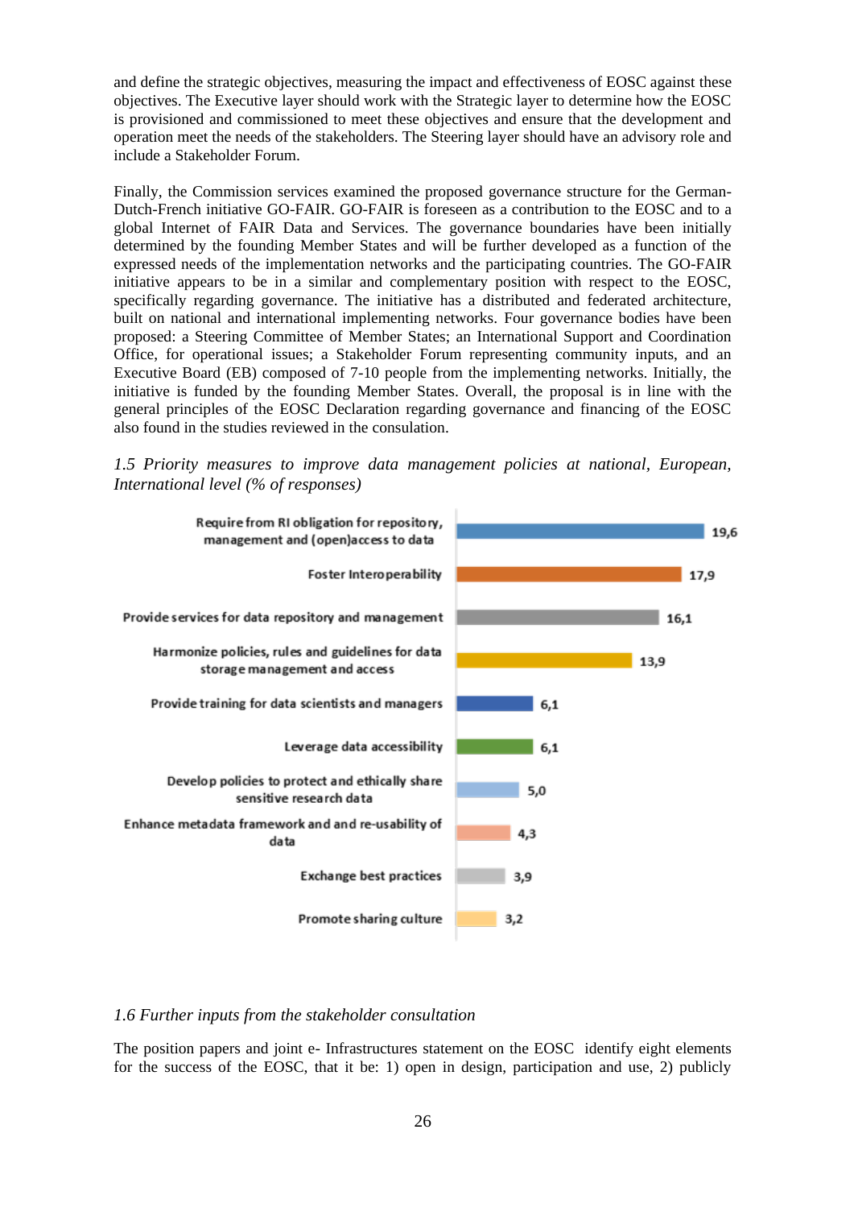and define the strategic objectives, measuring the impact and effectiveness of EOSC against these objectives. The Executive layer should work with the Strategic layer to determine how the EOSC is provisioned and commissioned to meet these objectives and ensure that the development and operation meet the needs of the stakeholders. The Steering layer should have an advisory role and include a Stakeholder Forum.

Finally, the Commission services examined the proposed governance structure for the German-Dutch-French initiative GO-FAIR. GO-FAIR is foreseen as a contribution to the EOSC and to a global Internet of FAIR Data and Services. The governance boundaries have been initially determined by the founding Member States and will be further developed as a function of the expressed needs of the implementation networks and the participating countries. The GO-FAIR initiative appears to be in a similar and complementary position with respect to the EOSC, specifically regarding governance. The initiative has a distributed and federated architecture, built on national and international implementing networks. Four governance bodies have been proposed: a Steering Committee of Member States; an International Support and Coordination Office, for operational issues; a Stakeholder Forum representing community inputs, and an Executive Board (EB) composed of 7-10 people from the implementing networks. Initially, the initiative is funded by the founding Member States. Overall, the proposal is in line with the general principles of the EOSC Declaration regarding governance and financing of the EOSC also found in the studies reviewed in the consulation.

*1.5 Priority measures to improve data management policies at national, European, International level (% of responses)*

| Measure | % |
|---|---|
| Require from RI obligation for repository, management and (open)access to data | 19,6 |
| Foster Interoperability | 17,9 |
| Provide services for data repository and management | 16,1 |
| Harmonize policies, rules and guidelines for data storage management and access | 13,9 |
| Provide training for data scientists and managers | 6,1 |
| Leverage data accessibility | 6,1 |
| Develop policies to protect and ethically share sensitive research data | 5,0 |
| Enhance metadata framework and and re-usability of data | 4,3 |
| Exchange best practices | 3,9 |
| Promote sharing culture | 3,2 |

*1.6 Further inputs from the stakeholder consultation*

The position papers and joint e- Infrastructures statement on the EOSC identify eight elements for the success of the EOSC, that it be: 1) open in design, participation and use, 2) publicly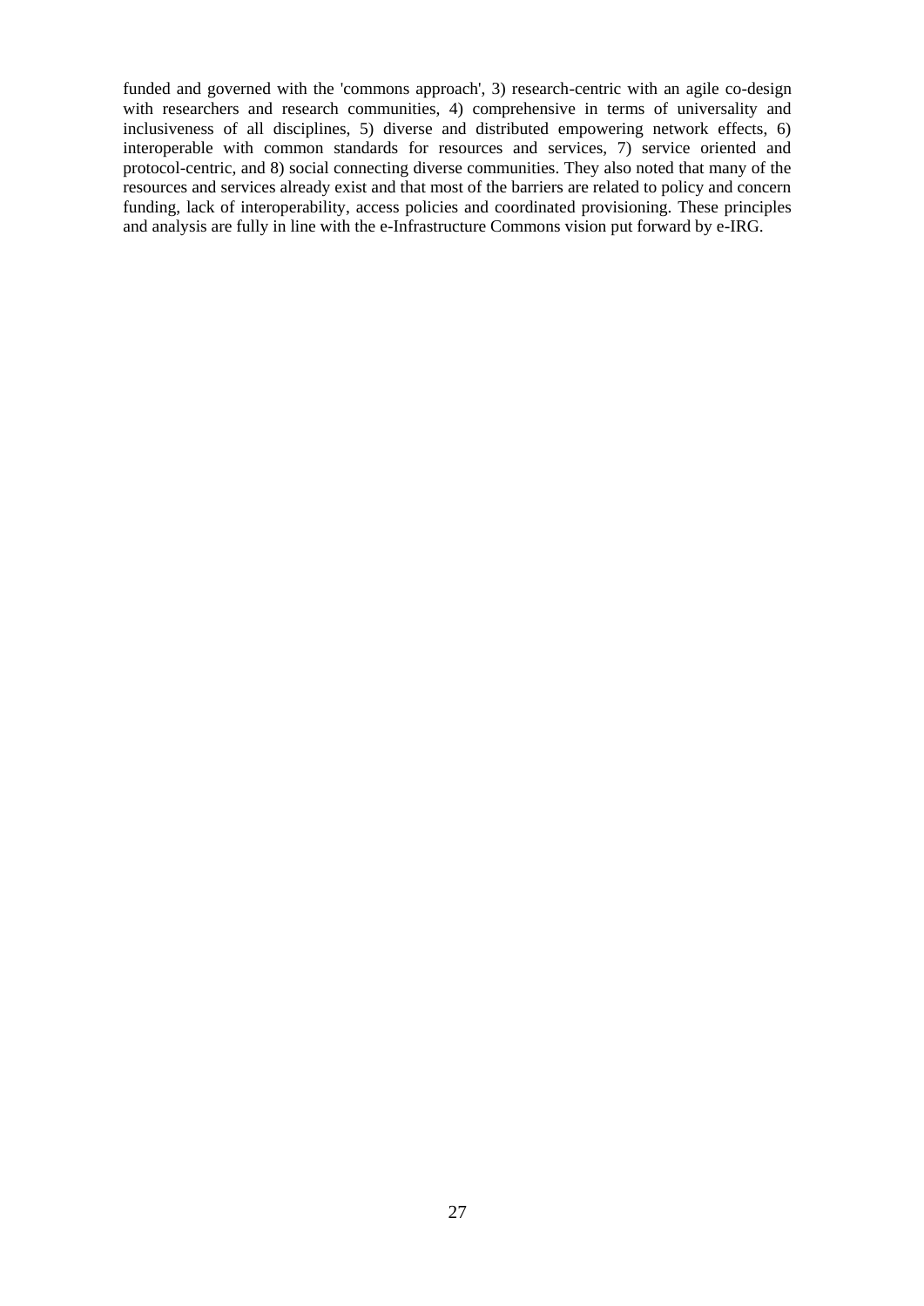funded and governed with the 'commons approach', 3) research-centric with an agile co-design with researchers and research communities, 4) comprehensive in terms of universality and inclusiveness of all disciplines, 5) diverse and distributed empowering network effects, 6) interoperable with common standards for resources and services, 7) service oriented and protocol-centric, and 8) social connecting diverse communities. They also noted that many of the resources and services already exist and that most of the barriers are related to policy and concern funding, lack of interoperability, access policies and coordinated provisioning. These principles and analysis are fully in line with the e-Infrastructure Commons vision put forward by e-IRG.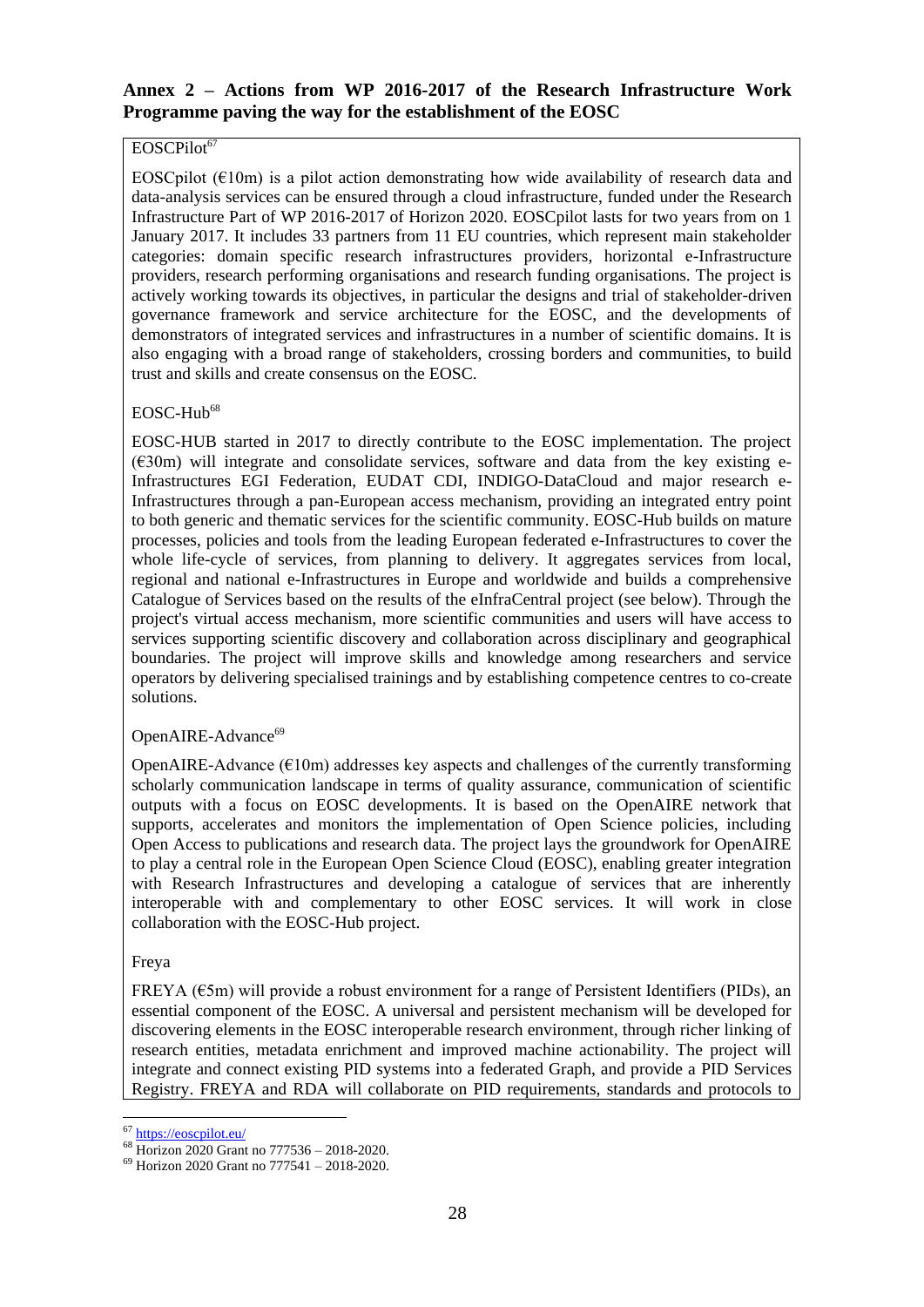## Annex 2 – Actions from WP 2016-2017 of the Research Infrastructure Work Programme paving the way for the establishment of the EOSC

EOSCPilot[67]

EOSCpilot (€10m) is a pilot action demonstrating how wide availability of research data and data-analysis services can be ensured through a cloud infrastructure, funded under the Research Infrastructure Part of WP 2016-2017 of Horizon 2020. EOSCpilot lasts for two years from on 1 January 2017. It includes 33 partners from 11 EU countries, which represent main stakeholder categories: domain specific research infrastructures providers, horizontal e-Infrastructure providers, research performing organisations and research funding organisations. The project is actively working towards its objectives, in particular the designs and trial of stakeholder-driven governance framework and service architecture for the EOSC, and the developments of demonstrators of integrated services and infrastructures in a number of scientific domains. It is also engaging with a broad range of stakeholders, crossing borders and communities, to build trust and skills and create consensus on the EOSC.

EOSC-Hub[68]

EOSC-HUB started in 2017 to directly contribute to the EOSC implementation. The project (€30m) will integrate and consolidate services, software and data from the key existing e-Infrastructures EGI Federation, EUDAT CDI, INDIGO-DataCloud and major research e-Infrastructures through a pan-European access mechanism, providing an integrated entry point to both generic and thematic services for the scientific community. EOSC-Hub builds on mature processes, policies and tools from the leading European federated e-Infrastructures to cover the whole life-cycle of services, from planning to delivery. It aggregates services from local, regional and national e-Infrastructures in Europe and worldwide and builds a comprehensive Catalogue of Services based on the results of the eInfraCentral project (see below). Through the project's virtual access mechanism, more scientific communities and users will have access to services supporting scientific discovery and collaboration across disciplinary and geographical boundaries. The project will improve skills and knowledge among researchers and service operators by delivering specialised trainings and by establishing competence centres to co-create solutions.

OpenAIRE-Advance[69]

OpenAIRE-Advance (€10m) addresses key aspects and challenges of the currently transforming scholarly communication landscape in terms of quality assurance, communication of scientific outputs with a focus on EOSC developments. It is based on the OpenAIRE network that supports, accelerates and monitors the implementation of Open Science policies, including Open Access to publications and research data. The project lays the groundwork for OpenAIRE to play a central role in the European Open Science Cloud (EOSC), enabling greater integration with Research Infrastructures and developing a catalogue of services that are inherently interoperable with and complementary to other EOSC services. It will work in close collaboration with the EOSC-Hub project.

Freya

FREYA (€5m) will provide a robust environment for a range of Persistent Identifiers (PIDs), an essential component of the EOSC. A universal and persistent mechanism will be developed for discovering elements in the EOSC interoperable research environment, through richer linking of research entities, metadata enrichment and improved machine actionability. The project will integrate and connect existing PID systems into a federated Graph, and provide a PID Services Registry. FREYA and RDA will collaborate on PID requirements, standards and protocols to

[67] https://eoscpilot.eu/

[68] Horizon 2020 Grant no 777536 – 2018-2020.

[69] Horizon 2020 Grant no 777541 – 2018-2020.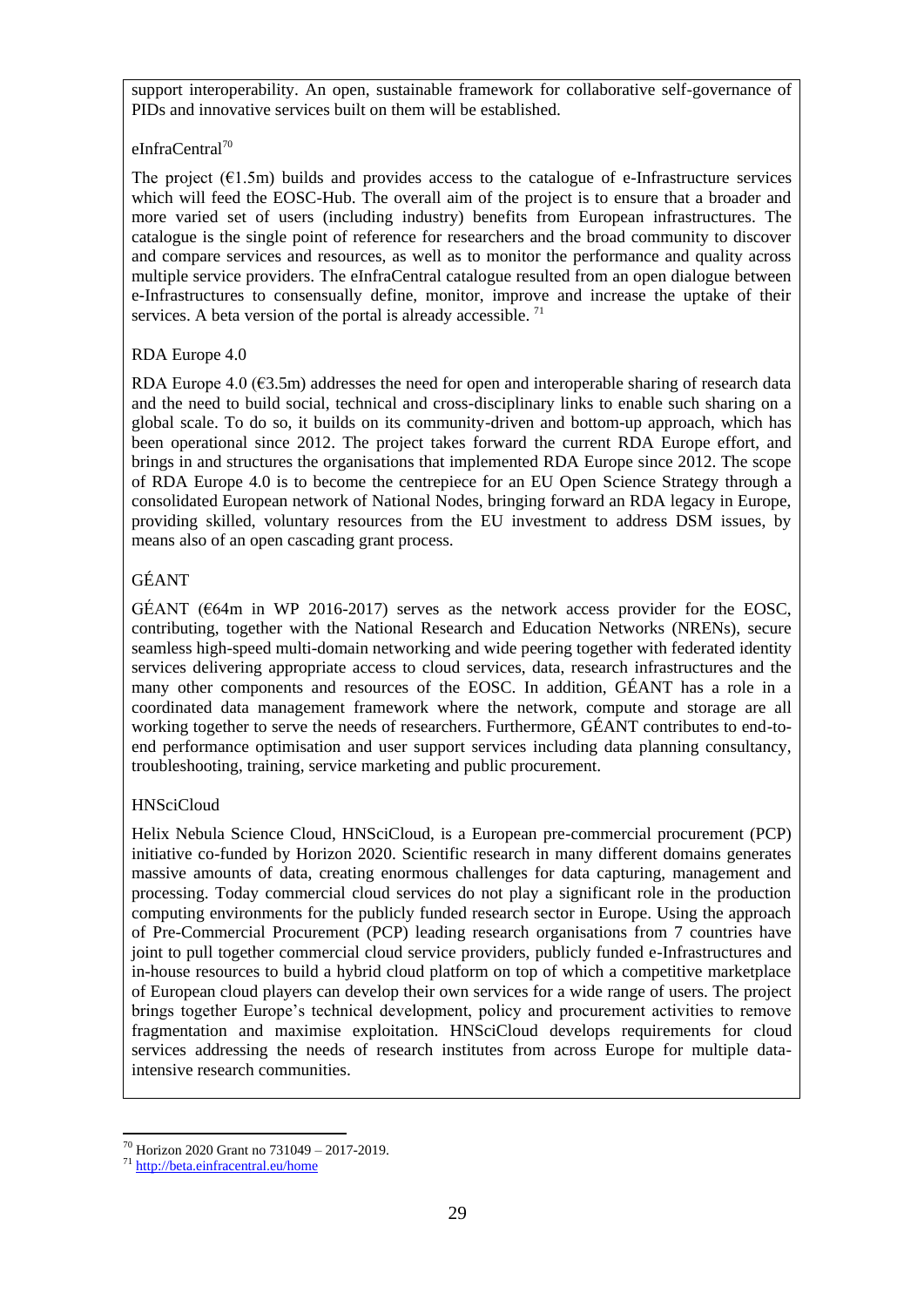support interoperability. An open, sustainable framework for collaborative self-governance of PIDs and innovative services built on them will be established.

eInfraCentral[70]

The project (€1.5m) builds and provides access to the catalogue of e-Infrastructure services which will feed the EOSC-Hub. The overall aim of the project is to ensure that a broader and more varied set of users (including industry) benefits from European infrastructures. The catalogue is the single point of reference for researchers and the broad community to discover and compare services and resources, as well as to monitor the performance and quality across multiple service providers. The eInfraCentral catalogue resulted from an open dialogue between e-Infrastructures to consensually define, monitor, improve and increase the uptake of their services. A beta version of the portal is already accessible. [71]

RDA Europe 4.0

RDA Europe 4.0 (€3.5m) addresses the need for open and interoperable sharing of research data and the need to build social, technical and cross-disciplinary links to enable such sharing on a global scale. To do so, it builds on its community-driven and bottom-up approach, which has been operational since 2012. The project takes forward the current RDA Europe effort, and brings in and structures the organisations that implemented RDA Europe since 2012. The scope of RDA Europe 4.0 is to become the centrepiece for an EU Open Science Strategy through a consolidated European network of National Nodes, bringing forward an RDA legacy in Europe, providing skilled, voluntary resources from the EU investment to address DSM issues, by means also of an open cascading grant process.

GÉANT

GÉANT (€64m in WP 2016-2017) serves as the network access provider for the EOSC, contributing, together with the National Research and Education Networks (NRENs), secure seamless high-speed multi-domain networking and wide peering together with federated identity services delivering appropriate access to cloud services, data, research infrastructures and the many other components and resources of the EOSC. In addition, GÉANT has a role in a coordinated data management framework where the network, compute and storage are all working together to serve the needs of researchers. Furthermore, GÉANT contributes to end-to-end performance optimisation and user support services including data planning consultancy, troubleshooting, training, service marketing and public procurement.

HNSciCloud

Helix Nebula Science Cloud, HNSciCloud, is a European pre-commercial procurement (PCP) initiative co-funded by Horizon 2020. Scientific research in many different domains generates massive amounts of data, creating enormous challenges for data capturing, management and processing. Today commercial cloud services do not play a significant role in the production computing environments for the publicly funded research sector in Europe. Using the approach of Pre-Commercial Procurement (PCP) leading research organisations from 7 countries have joint to pull together commercial cloud service providers, publicly funded e-Infrastructures and in-house resources to build a hybrid cloud platform on top of which a competitive marketplace of European cloud players can develop their own services for a wide range of users. The project brings together Europe's technical development, policy and procurement activities to remove fragmentation and maximise exploitation. HNSciCloud develops requirements for cloud services addressing the needs of research institutes from across Europe for multiple data-intensive research communities.

[70] Horizon 2020 Grant no 731049 – 2017-2019.

[71] http://beta.einfracentral.eu/home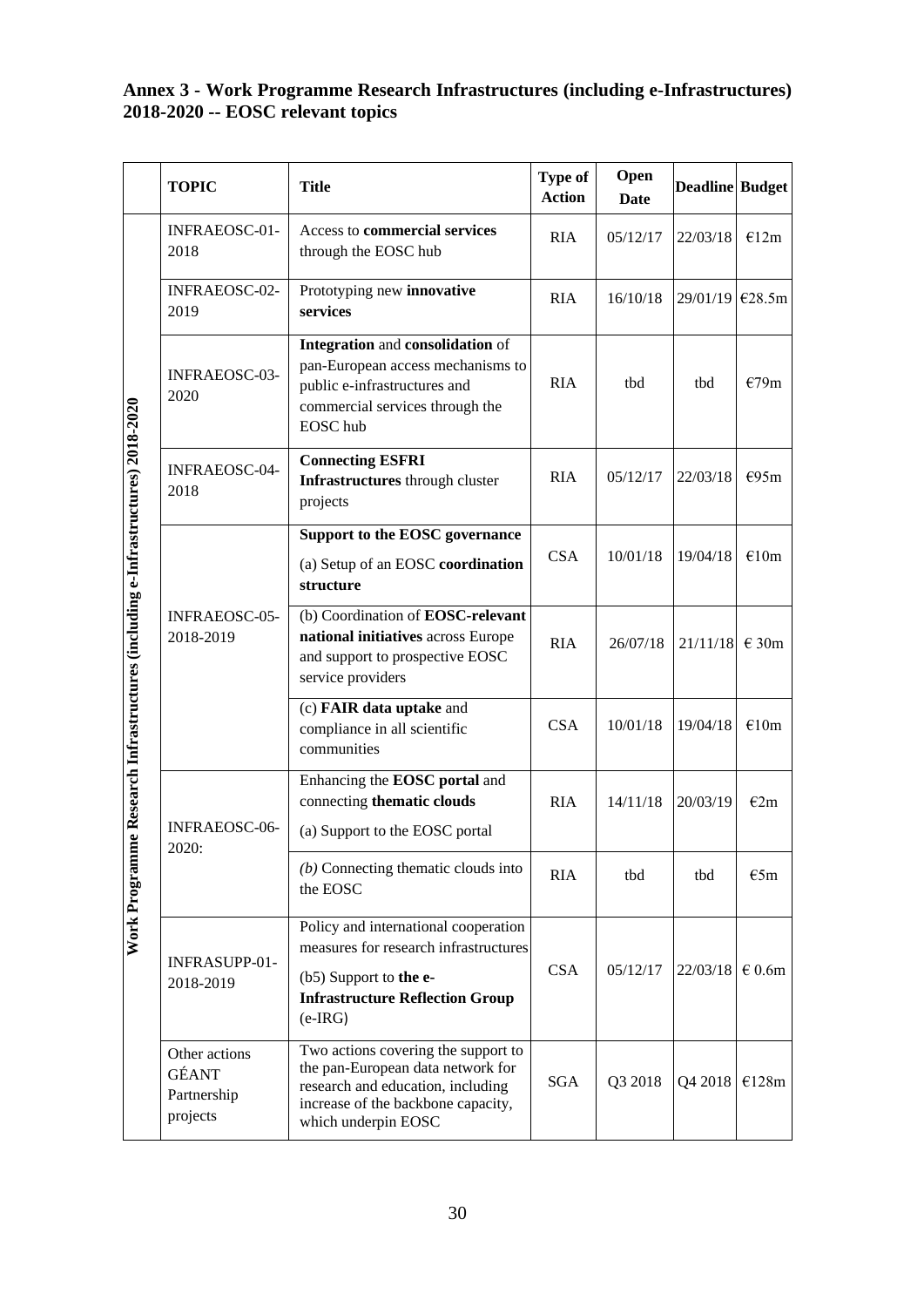## Annex 3 - Work Programme Research Infrastructures (including e-Infrastructures) 2018-2020 -- EOSC relevant topics

| | TOPIC | Title | Type of Action | Open Date | Deadline | Budget |
|---|---|---|---|---|---|---|
| Work Programme Research Infrastructures (including e-Infrastructures) 2018-2020 | INFRAEOSC-01-2018 | Access to **commercial services** through the EOSC hub | RIA | 05/12/17 | 22/03/18 | €12m |
| | INFRAEOSC-02-2019 | Prototyping new **innovative services** | RIA | 16/10/18 | 29/01/19 | €28.5m |
| | INFRAEOSC-03-2020 | **Integration** and **consolidation** of pan-European access mechanisms to public e-infrastructures and commercial services through the EOSC hub | RIA | tbd | tbd | €79m |
| | INFRAEOSC-04-2018 | **Connecting ESFRI Infrastructures** through cluster projects | RIA | 05/12/17 | 22/03/18 | €95m |
| | INFRAEOSC-05-2018-2019 | **Support to the EOSC governance** (a) Setup of an EOSC **coordination structure** | CSA | 10/01/18 | 19/04/18 | €10m |
| | | (b) Coordination of **EOSC-relevant national initiatives** across Europe and support to prospective EOSC service providers | RIA | 26/07/18 | 21/11/18 | € 30m |
| | | (c) **FAIR data uptake** and compliance in all scientific communities | CSA | 10/01/18 | 19/04/18 | €10m |
| | INFRAEOSC-06-2020: | Enhancing the **EOSC portal** and connecting **thematic clouds** (a) Support to the EOSC portal | RIA | 14/11/18 | 20/03/19 | €2m |
| | | *(b)* Connecting thematic clouds into the EOSC | RIA | tbd | tbd | €5m |
| | INFRASUPP-01-2018-2019 | Policy and international cooperation measures for research infrastructures (b5) Support to **the e-Infrastructure Reflection Group** (e-IRG) | CSA | 05/12/17 | 22/03/18 | € 0.6m |
| | Other actions GÉANT Partnership projects | Two actions covering the support to the pan-European data network for research and education, including increase of the backbone capacity, which underpin EOSC | SGA | Q3 2018 | Q4 2018 | €128m |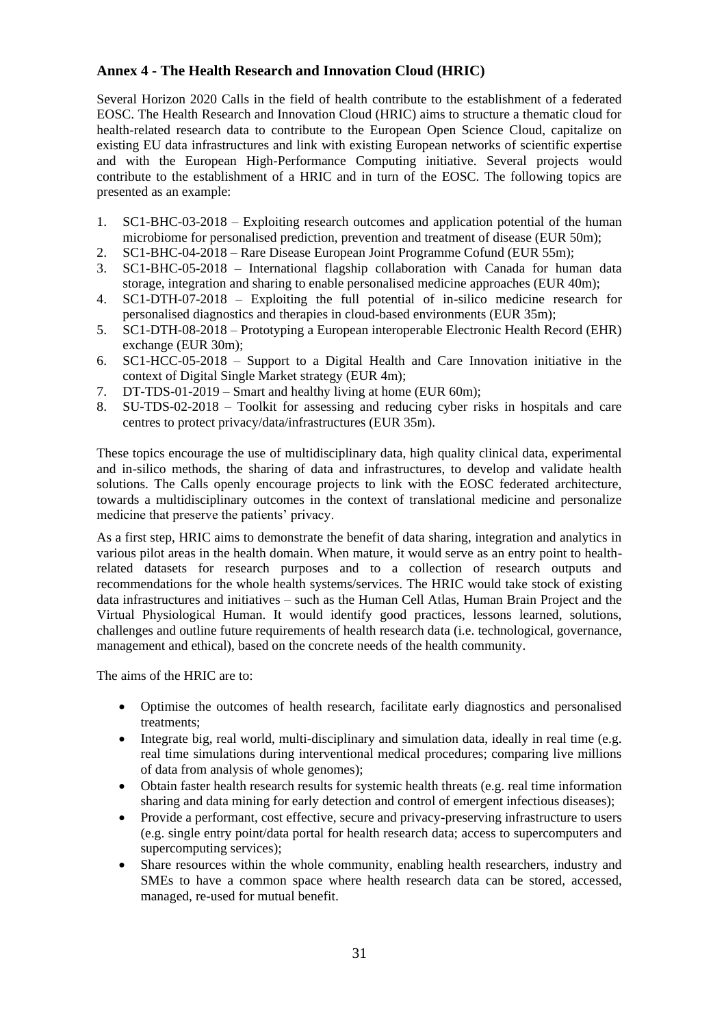## Annex 4 - The Health Research and Innovation Cloud (HRIC)

Several Horizon 2020 Calls in the field of health contribute to the establishment of a federated EOSC. The Health Research and Innovation Cloud (HRIC) aims to structure a thematic cloud for health-related research data to contribute to the European Open Science Cloud, capitalize on existing EU data infrastructures and link with existing European networks of scientific expertise and with the European High-Performance Computing initiative. Several projects would contribute to the establishment of a HRIC and in turn of the EOSC. The following topics are presented as an example:

1. SC1-BHC-03-2018 – Exploiting research outcomes and application potential of the human microbiome for personalised prediction, prevention and treatment of disease (EUR 50m);
2. SC1-BHC-04-2018 – Rare Disease European Joint Programme Cofund (EUR 55m);
3. SC1-BHC-05-2018 – International flagship collaboration with Canada for human data storage, integration and sharing to enable personalised medicine approaches (EUR 40m);
4. SC1-DTH-07-2018 – Exploiting the full potential of in-silico medicine research for personalised diagnostics and therapies in cloud-based environments (EUR 35m);
5. SC1-DTH-08-2018 – Prototyping a European interoperable Electronic Health Record (EHR) exchange (EUR 30m);
6. SC1-HCC-05-2018 – Support to a Digital Health and Care Innovation initiative in the context of Digital Single Market strategy (EUR 4m);
7. DT-TDS-01-2019 – Smart and healthy living at home (EUR 60m);
8. SU-TDS-02-2018 – Toolkit for assessing and reducing cyber risks in hospitals and care centres to protect privacy/data/infrastructures (EUR 35m).

These topics encourage the use of multidisciplinary data, high quality clinical data, experimental and in-silico methods, the sharing of data and infrastructures, to develop and validate health solutions. The Calls openly encourage projects to link with the EOSC federated architecture, towards a multidisciplinary outcomes in the context of translational medicine and personalize medicine that preserve the patients' privacy.

As a first step, HRIC aims to demonstrate the benefit of data sharing, integration and analytics in various pilot areas in the health domain. When mature, it would serve as an entry point to health-related datasets for research purposes and to a collection of research outputs and recommendations for the whole health systems/services. The HRIC would take stock of existing data infrastructures and initiatives – such as the Human Cell Atlas, Human Brain Project and the Virtual Physiological Human. It would identify good practices, lessons learned, solutions, challenges and outline future requirements of health research data (i.e. technological, governance, management and ethical), based on the concrete needs of the health community.

The aims of the HRIC are to:

- Optimise the outcomes of health research, facilitate early diagnostics and personalised treatments;
- Integrate big, real world, multi-disciplinary and simulation data, ideally in real time (e.g. real time simulations during interventional medical procedures; comparing live millions of data from analysis of whole genomes);
- Obtain faster health research results for systemic health threats (e.g. real time information sharing and data mining for early detection and control of emergent infectious diseases);
- Provide a performant, cost effective, secure and privacy-preserving infrastructure to users (e.g. single entry point/data portal for health research data; access to supercomputers and supercomputing services);
- Share resources within the whole community, enabling health researchers, industry and SMEs to have a common space where health research data can be stored, accessed, managed, re-used for mutual benefit.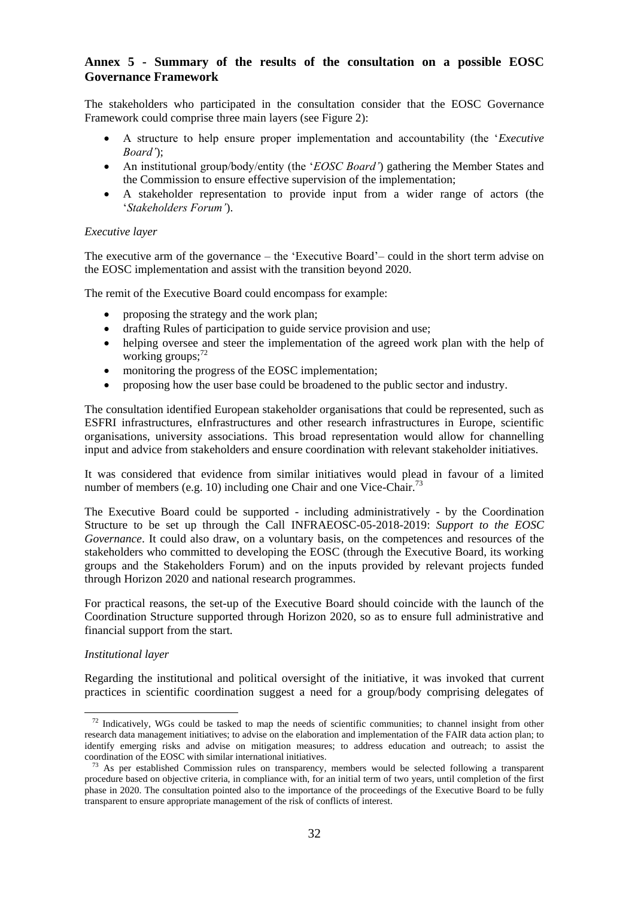### Annex 5 - Summary of the results of the consultation on a possible EOSC Governance Framework

The stakeholders who participated in the consultation consider that the EOSC Governance Framework could comprise three main layers (see Figure 2):

- A structure to help ensure proper implementation and accountability (the '*Executive Board'*);
- An institutional group/body/entity (the '*EOSC Board'*) gathering the Member States and the Commission to ensure effective supervision of the implementation;
- A stakeholder representation to provide input from a wider range of actors (the '*Stakeholders Forum'*).

*Executive layer*

The executive arm of the governance – the 'Executive Board'– could in the short term advise on the EOSC implementation and assist with the transition beyond 2020.

The remit of the Executive Board could encompass for example:

- proposing the strategy and the work plan;
- drafting Rules of participation to guide service provision and use;
- helping oversee and steer the implementation of the agreed work plan with the help of working groups;[72]
- monitoring the progress of the EOSC implementation;
- proposing how the user base could be broadened to the public sector and industry.

The consultation identified European stakeholder organisations that could be represented, such as ESFRI infrastructures, eInfrastructures and other research infrastructures in Europe, scientific organisations, university associations. This broad representation would allow for channelling input and advice from stakeholders and ensure coordination with relevant stakeholder initiatives.

It was considered that evidence from similar initiatives would plead in favour of a limited number of members (e.g. 10) including one Chair and one Vice-Chair.[73]

The Executive Board could be supported - including administratively - by the Coordination Structure to be set up through the Call INFRAEOSC-05-2018-2019: *Support to the EOSC Governance*. It could also draw, on a voluntary basis, on the competences and resources of the stakeholders who committed to developing the EOSC (through the Executive Board, its working groups and the Stakeholders Forum) and on the inputs provided by relevant projects funded through Horizon 2020 and national research programmes.

For practical reasons, the set-up of the Executive Board should coincide with the launch of the Coordination Structure supported through Horizon 2020, so as to ensure full administrative and financial support from the start.

*Institutional layer*

Regarding the institutional and political oversight of the initiative, it was invoked that current practices in scientific coordination suggest a need for a group/body comprising delegates of

---

[72] Indicatively, WGs could be tasked to map the needs of scientific communities; to channel insight from other research data management initiatives; to advise on the elaboration and implementation of the FAIR data action plan; to identify emerging risks and advise on mitigation measures; to address education and outreach; to assist the coordination of the EOSC with similar international initiatives.

[73] As per established Commission rules on transparency, members would be selected following a transparent procedure based on objective criteria, in compliance with, for an initial term of two years, until completion of the first phase in 2020. The consultation pointed also to the importance of the proceedings of the Executive Board to be fully transparent to ensure appropriate management of the risk of conflicts of interest.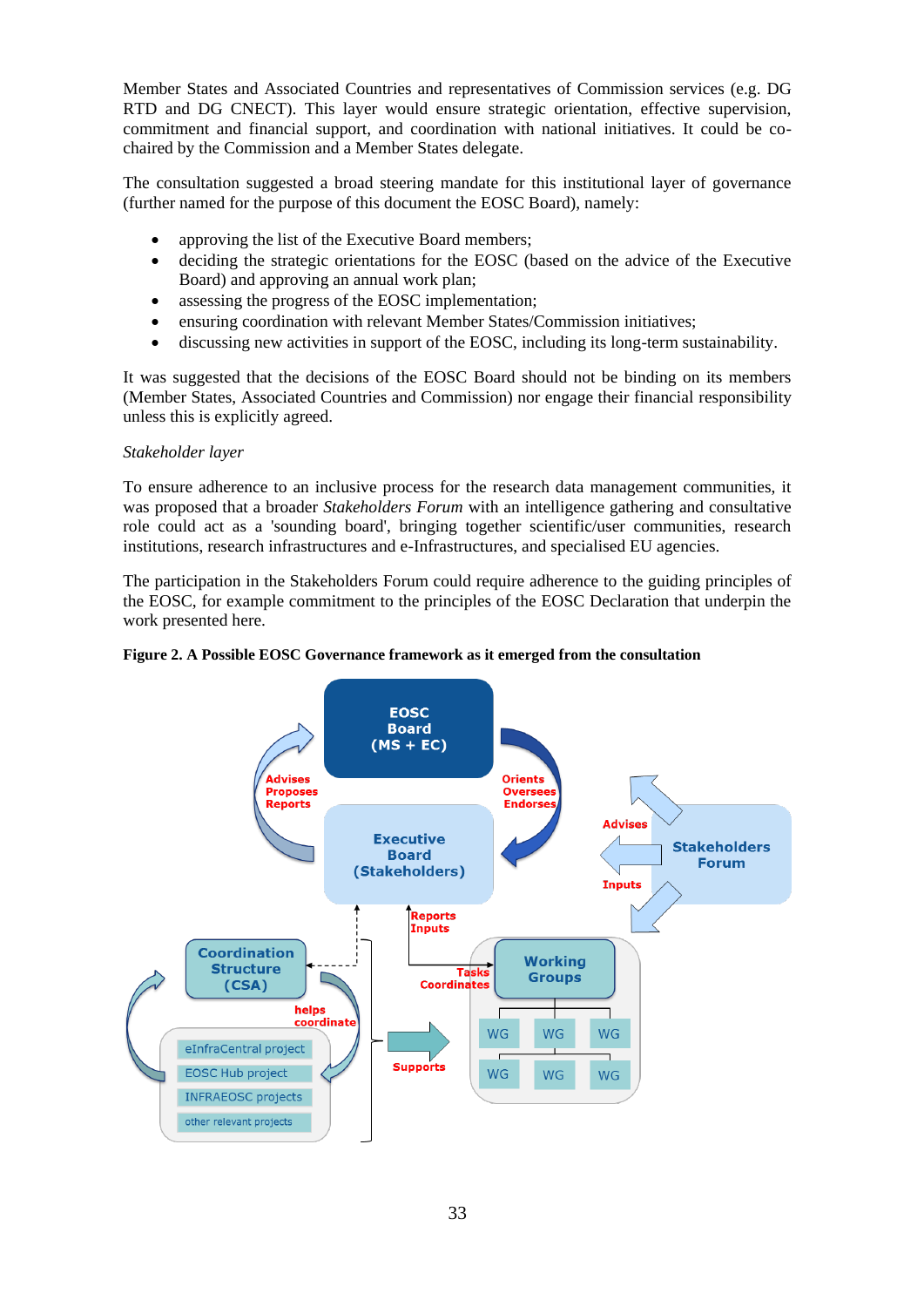Member States and Associated Countries and representatives of Commission services (e.g. DG RTD and DG CNECT). This layer would ensure strategic orientation, effective supervision, commitment and financial support, and coordination with national initiatives. It could be co-chaired by the Commission and a Member States delegate.

The consultation suggested a broad steering mandate for this institutional layer of governance (further named for the purpose of this document the EOSC Board), namely:

- approving the list of the Executive Board members;
- deciding the strategic orientations for the EOSC (based on the advice of the Executive Board) and approving an annual work plan;
- assessing the progress of the EOSC implementation;
- ensuring coordination with relevant Member States/Commission initiatives;
- discussing new activities in support of the EOSC, including its long-term sustainability.

It was suggested that the decisions of the EOSC Board should not be binding on its members (Member States, Associated Countries and Commission) nor engage their financial responsibility unless this is explicitly agreed.

*Stakeholder layer*

To ensure adherence to an inclusive process for the research data management communities, it was proposed that a broader *Stakeholders Forum* with an intelligence gathering and consultative role could act as a 'sounding board', bringing together scientific/user communities, research institutions, research infrastructures and e-Infrastructures, and specialised EU agencies.

The participation in the Stakeholders Forum could require adherence to the guiding principles of the EOSC, for example commitment to the principles of the EOSC Declaration that underpin the work presented here.

**Figure 2. A Possible EOSC Governance framework as it emerged from the consultation**

EOSC Board (MS + EC)

Advises
Proposes
Reports

Orients
Oversees
Endorses

Executive Board (Stakeholders)

Advises

Stakeholders Forum

Inputs

Reports
Inputs

Coordination Structure (CSA)

Tasks
Coordinates

Working Groups

WG WG WG
WG WG WG

helps coordinate

eInfraCentral project
EOSC Hub project
INFRAEOSC projects
other relevant projects

Supports